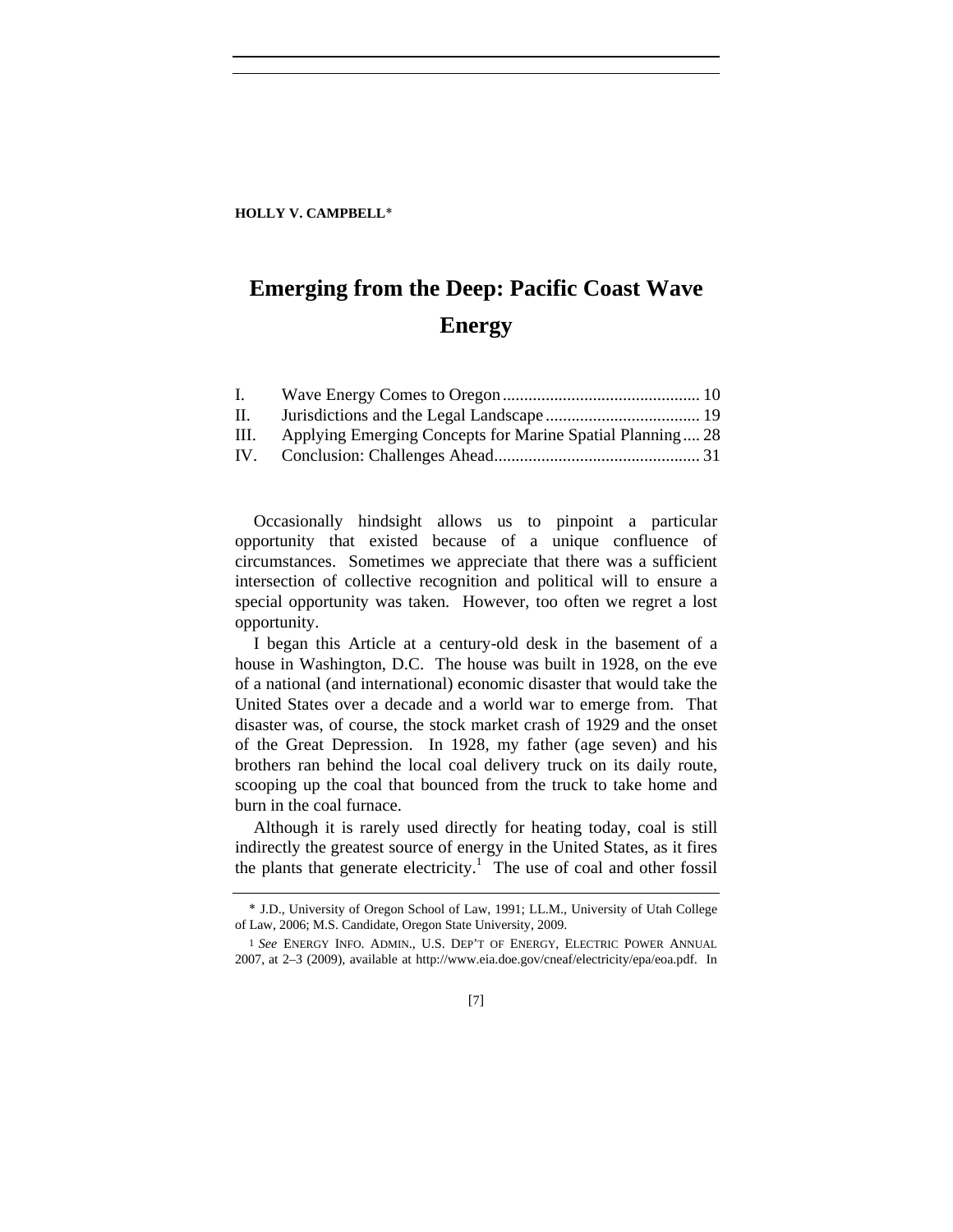**HOLLY V. CAMPBELL***

# Emerging from the Deep: Pacific Coast Wave Energy

| | | |
|---|---|---|
| I. | Wave Energy Comes to Oregon | 10 |
| II. | Jurisdictions and the Legal Landscape | 19 |
| III. | Applying Emerging Concepts for Marine Spatial Planning | 28 |
| IV. | Conclusion: Challenges Ahead | 31 |

Occasionally hindsight allows us to pinpoint a particular opportunity that existed because of a unique confluence of circumstances. Sometimes we appreciate that there was a sufficient intersection of collective recognition and political will to ensure a special opportunity was taken. However, too often we regret a lost opportunity.

I began this Article at a century-old desk in the basement of a house in Washington, D.C. The house was built in 1928, on the eve of a national (and international) economic disaster that would take the United States over a decade and a world war to emerge from. That disaster was, of course, the stock market crash of 1929 and the onset of the Great Depression. In 1928, my father (age seven) and his brothers ran behind the local coal delivery truck on its daily route, scooping up the coal that bounced from the truck to take home and burn in the coal furnace.

Although it is rarely used directly for heating today, coal is still indirectly the greatest source of energy in the United States, as it fires the plants that generate electricity.[1] The use of coal and other fossil

---

\* J.D., University of Oregon School of Law, 1991; LL.M., University of Utah College of Law, 2006; M.S. Candidate, Oregon State University, 2009.

1 *See* ENERGY INFO. ADMIN., U.S. DEP'T OF ENERGY, ELECTRIC POWER ANNUAL 2007, at 2–3 (2009), available at http://www.eia.doe.gov/cneaf/electricity/epa/eoa.pdf. In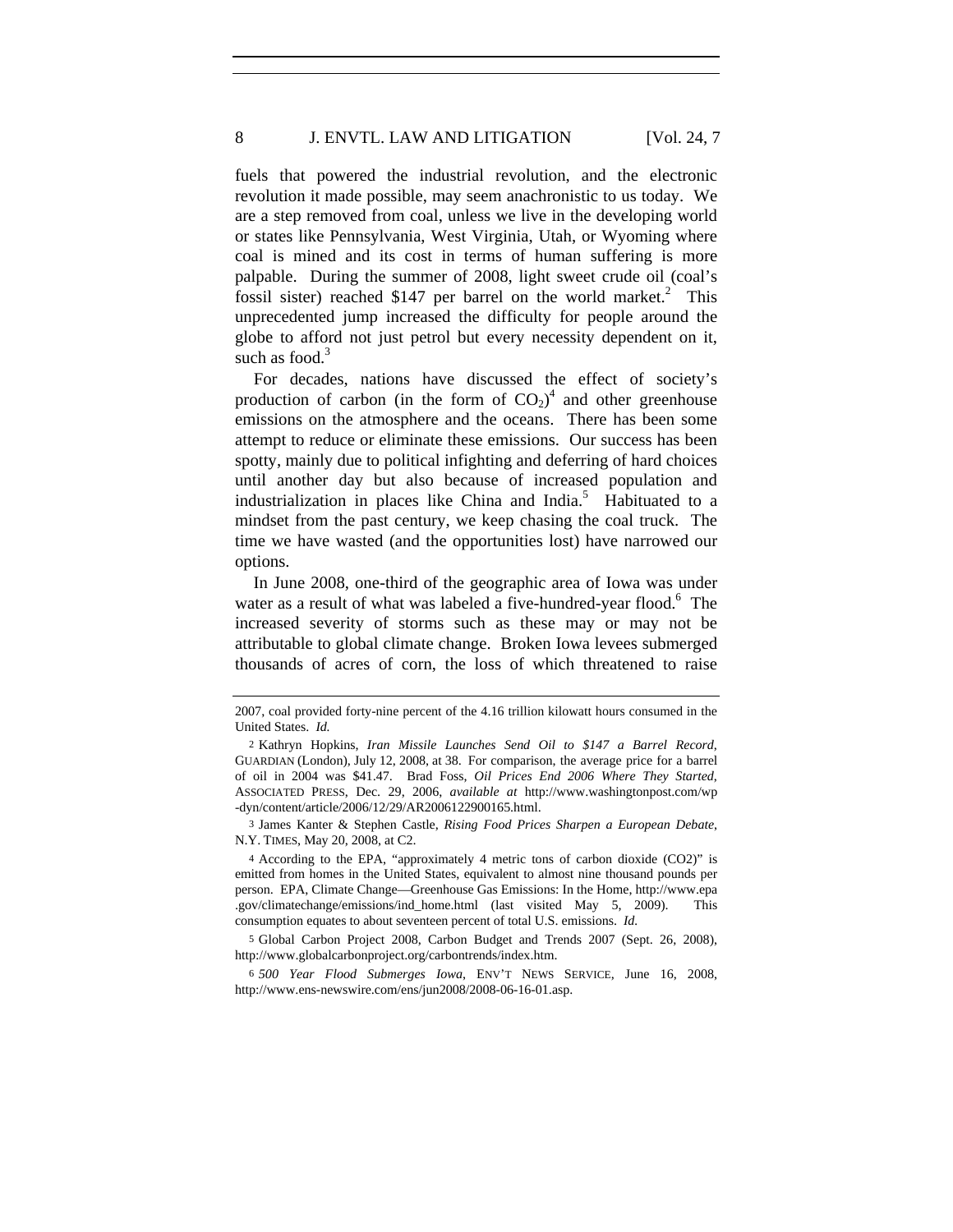fuels that powered the industrial revolution, and the electronic revolution it made possible, may seem anachronistic to us today. We are a step removed from coal, unless we live in the developing world or states like Pennsylvania, West Virginia, Utah, or Wyoming where coal is mined and its cost in terms of human suffering is more palpable. During the summer of 2008, light sweet crude oil (coal's fossil sister) reached $147 per barrel on the world market.[2] This unprecedented jump increased the difficulty for people around the globe to afford not just petrol but every necessity dependent on it, such as food.[3]

For decades, nations have discussed the effect of society's production of carbon (in the form of $CO_2$)[4] and other greenhouse emissions on the atmosphere and the oceans. There has been some attempt to reduce or eliminate these emissions. Our success has been spotty, mainly due to political infighting and deferring of hard choices until another day but also because of increased population and industrialization in places like China and India.[5] Habituated to a mindset from the past century, we keep chasing the coal truck. The time we have wasted (and the opportunities lost) have narrowed our options.

In June 2008, one-third of the geographic area of Iowa was under water as a result of what was labeled a five-hundred-year flood.[6] The increased severity of storms such as these may or may not be attributable to global climate change. Broken Iowa levees submerged thousands of acres of corn, the loss of which threatened to raise

---

2007, coal provided forty-nine percent of the 4.16 trillion kilowatt hours consumed in the United States. *Id.*

2 Kathryn Hopkins, *Iran Missile Launches Send Oil to $147 a Barrel Record*, GUARDIAN (London), July 12, 2008, at 38. For comparison, the average price for a barrel of oil in 2004 was $41.47. Brad Foss, *Oil Prices End 2006 Where They Started*, ASSOCIATED PRESS, Dec. 29, 2006, *available at* http://www.washingtonpost.com/wp-dyn/content/article/2006/12/29/AR2006122900165.html.

3 James Kanter & Stephen Castle, *Rising Food Prices Sharpen a European Debate*, N.Y. TIMES, May 20, 2008, at C2.

4 According to the EPA, "approximately 4 metric tons of carbon dioxide (CO2)" is emitted from homes in the United States, equivalent to almost nine thousand pounds per person. EPA, Climate Change—Greenhouse Gas Emissions: In the Home, http://www.epa.gov/climatechange/emissions/ind_home.html (last visited May 5, 2009). This consumption equates to about seventeen percent of total U.S. emissions. *Id.*

5 Global Carbon Project 2008, Carbon Budget and Trends 2007 (Sept. 26, 2008), http://www.globalcarbonproject.org/carbontrends/index.htm.

6 *500 Year Flood Submerges Iowa*, ENV'T NEWS SERVICE, June 16, 2008, http://www.ens-newswire.com/ens/jun2008/2008-06-16-01.asp.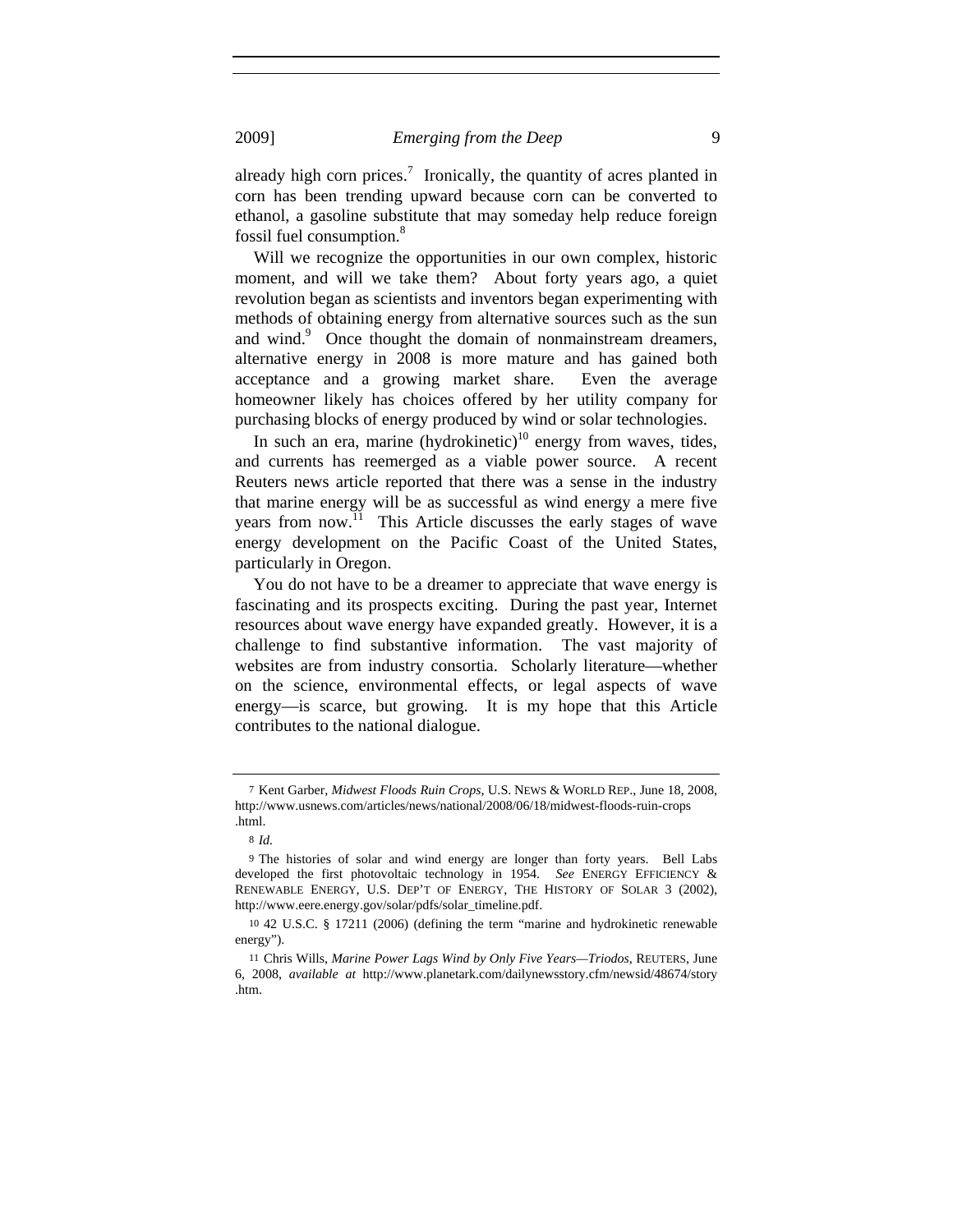already high corn prices.[7] Ironically, the quantity of acres planted in corn has been trending upward because corn can be converted to ethanol, a gasoline substitute that may someday help reduce foreign fossil fuel consumption.[8]

Will we recognize the opportunities in our own complex, historic moment, and will we take them? About forty years ago, a quiet revolution began as scientists and inventors began experimenting with methods of obtaining energy from alternative sources such as the sun and wind.[9] Once thought the domain of nonmainstream dreamers, alternative energy in 2008 is more mature and has gained both acceptance and a growing market share. Even the average homeowner likely has choices offered by her utility company for purchasing blocks of energy produced by wind or solar technologies.

In such an era, marine (hydrokinetic)[10] energy from waves, tides, and currents has reemerged as a viable power source. A recent Reuters news article reported that there was a sense in the industry that marine energy will be as successful as wind energy a mere five years from now.[11] This Article discusses the early stages of wave energy development on the Pacific Coast of the United States, particularly in Oregon.

You do not have to be a dreamer to appreciate that wave energy is fascinating and its prospects exciting. During the past year, Internet resources about wave energy have expanded greatly. However, it is a challenge to find substantive information. The vast majority of websites are from industry consortia. Scholarly literature—whether on the science, environmental effects, or legal aspects of wave energy—is scarce, but growing. It is my hope that this Article contributes to the national dialogue.

---

7 Kent Garber, *Midwest Floods Ruin Crops*, U.S. NEWS & WORLD REP., June 18, 2008, http://www.usnews.com/articles/news/national/2008/06/18/midwest-floods-ruin-crops.html.

8 *Id.*

9 The histories of solar and wind energy are longer than forty years. Bell Labs developed the first photovoltaic technology in 1954. *See* ENERGY EFFICIENCY & RENEWABLE ENERGY, U.S. DEP'T OF ENERGY, THE HISTORY OF SOLAR 3 (2002), http://www.eere.energy.gov/solar/pdfs/solar_timeline.pdf.

10 42 U.S.C. § 17211 (2006) (defining the term "marine and hydrokinetic renewable energy").

11 Chris Wills, *Marine Power Lags Wind by Only Five Years—Triodos*, REUTERS, June 6, 2008, *available at* http://www.planetark.com/dailynewsstory.cfm/newsid/48674/story.htm.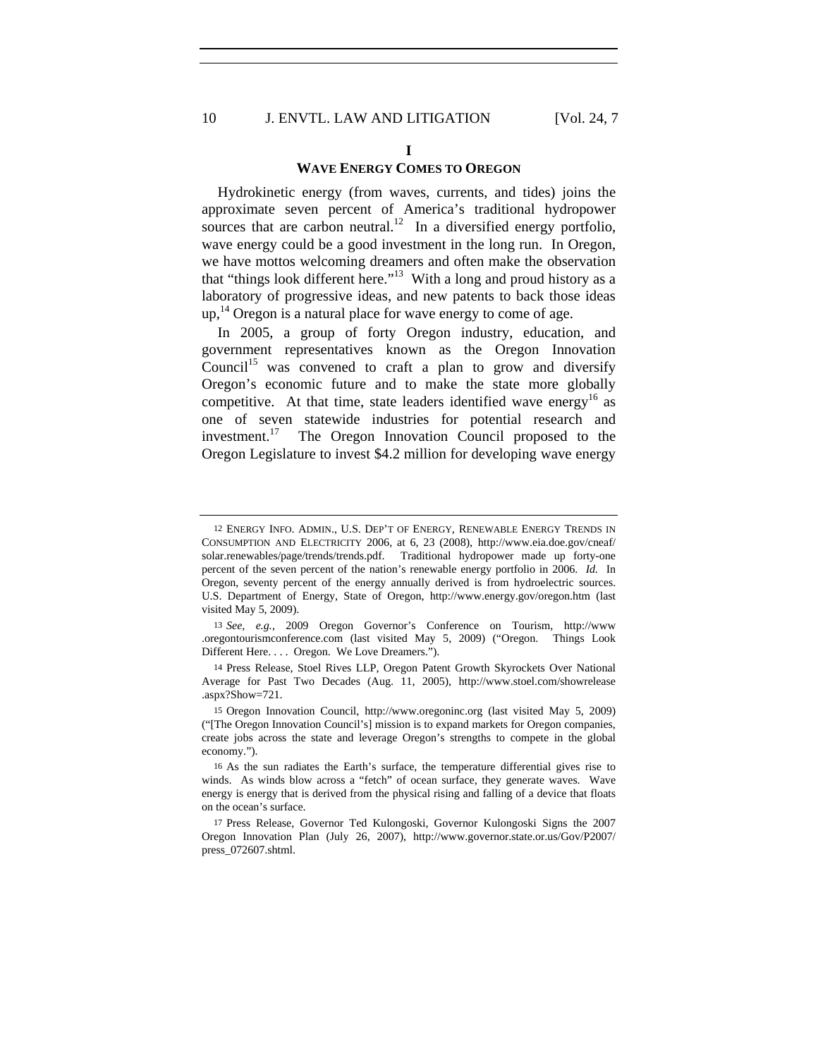## I
## WAVE ENERGY COMES TO OREGON

Hydrokinetic energy (from waves, currents, and tides) joins the approximate seven percent of America's traditional hydropower sources that are carbon neutral.[12] In a diversified energy portfolio, wave energy could be a good investment in the long run. In Oregon, we have mottos welcoming dreamers and often make the observation that "things look different here."[13] With a long and proud history as a laboratory of progressive ideas, and new patents to back those ideas up,[14] Oregon is a natural place for wave energy to come of age.

In 2005, a group of forty Oregon industry, education, and government representatives known as the Oregon Innovation Council[15] was convened to craft a plan to grow and diversify Oregon's economic future and to make the state more globally competitive. At that time, state leaders identified wave energy[16] as one of seven statewide industries for potential research and investment.[17] The Oregon Innovation Council proposed to the Oregon Legislature to invest $4.2 million for developing wave energy

---

12 ENERGY INFO. ADMIN., U.S. DEP'T OF ENERGY, RENEWABLE ENERGY TRENDS IN CONSUMPTION AND ELECTRICITY 2006, at 6, 23 (2008), http://www.eia.doe.gov/cneaf/solar.renewables/page/trends/trends.pdf. Traditional hydropower made up forty-one percent of the seven percent of the nation's renewable energy portfolio in 2006. *Id.* In Oregon, seventy percent of the energy annually derived is from hydroelectric sources. U.S. Department of Energy, State of Oregon, http://www.energy.gov/oregon.htm (last visited May 5, 2009).

13 *See, e.g.*, 2009 Oregon Governor's Conference on Tourism, http://www.oregontourismconference.com (last visited May 5, 2009) ("Oregon. Things Look Different Here. . . . Oregon. We Love Dreamers.").

14 Press Release, Stoel Rives LLP, Oregon Patent Growth Skyrockets Over National Average for Past Two Decades (Aug. 11, 2005), http://www.stoel.com/showrelease.aspx?Show=721.

15 Oregon Innovation Council, http://www.oregoninc.org (last visited May 5, 2009) ("[The Oregon Innovation Council's] mission is to expand markets for Oregon companies, create jobs across the state and leverage Oregon's strengths to compete in the global economy.").

16 As the sun radiates the Earth's surface, the temperature differential gives rise to winds. As winds blow across a "fetch" of ocean surface, they generate waves. Wave energy is energy that is derived from the physical rising and falling of a device that floats on the ocean's surface.

17 Press Release, Governor Ted Kulongoski, Governor Kulongoski Signs the 2007 Oregon Innovation Plan (July 26, 2007), http://www.governor.state.or.us/Gov/P2007/press_072607.shtml.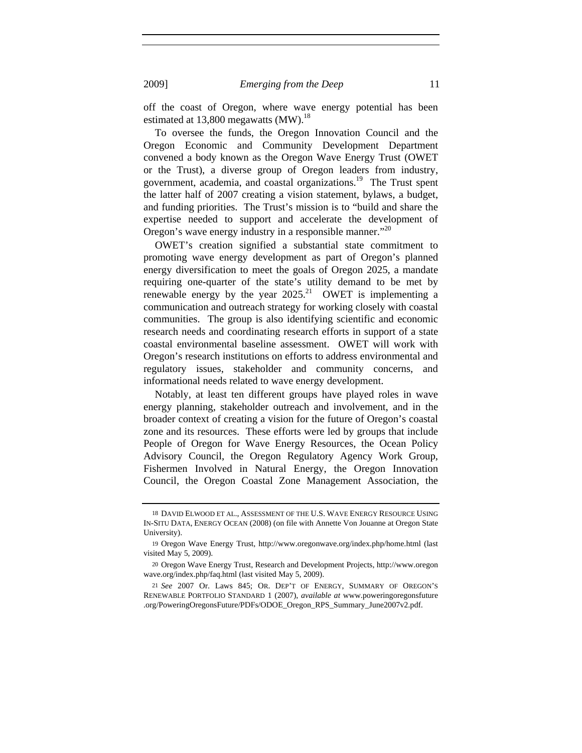off the coast of Oregon, where wave energy potential has been estimated at 13,800 megawatts (MW).[18]

To oversee the funds, the Oregon Innovation Council and the Oregon Economic and Community Development Department convened a body known as the Oregon Wave Energy Trust (OWET or the Trust), a diverse group of Oregon leaders from industry, government, academia, and coastal organizations.[19] The Trust spent the latter half of 2007 creating a vision statement, bylaws, a budget, and funding priorities. The Trust's mission is to "build and share the expertise needed to support and accelerate the development of Oregon's wave energy industry in a responsible manner."[20]

OWET's creation signified a substantial state commitment to promoting wave energy development as part of Oregon's planned energy diversification to meet the goals of Oregon 2025, a mandate requiring one-quarter of the state's utility demand to be met by renewable energy by the year 2025.[21] OWET is implementing a communication and outreach strategy for working closely with coastal communities. The group is also identifying scientific and economic research needs and coordinating research efforts in support of a state coastal environmental baseline assessment. OWET will work with Oregon's research institutions on efforts to address environmental and regulatory issues, stakeholder and community concerns, and informational needs related to wave energy development.

Notably, at least ten different groups have played roles in wave energy planning, stakeholder outreach and involvement, and in the broader context of creating a vision for the future of Oregon's coastal zone and its resources. These efforts were led by groups that include People of Oregon for Wave Energy Resources, the Ocean Policy Advisory Council, the Oregon Regulatory Agency Work Group, Fishermen Involved in Natural Energy, the Oregon Innovation Council, the Oregon Coastal Zone Management Association, the

---

18 DAVID ELWOOD ET AL., ASSESSMENT OF THE U.S. WAVE ENERGY RESOURCE USING IN-SITU DATA, ENERGY OCEAN (2008) (on file with Annette Von Jouanne at Oregon State University).

19 Oregon Wave Energy Trust, http://www.oregonwave.org/index.php/home.html (last visited May 5, 2009).

20 Oregon Wave Energy Trust, Research and Development Projects, http://www.oregonwave.org/index.php/faq.html (last visited May 5, 2009).

21 *See* 2007 Or. Laws 845; OR. DEP'T OF ENERGY, SUMMARY OF OREGON'S RENEWABLE PORTFOLIO STANDARD 1 (2007), *available at* www.poweringoregonsfuture.org/PoweringOregonsFuture/PDFs/ODOE_Oregon_RPS_Summary_June2007v2.pdf.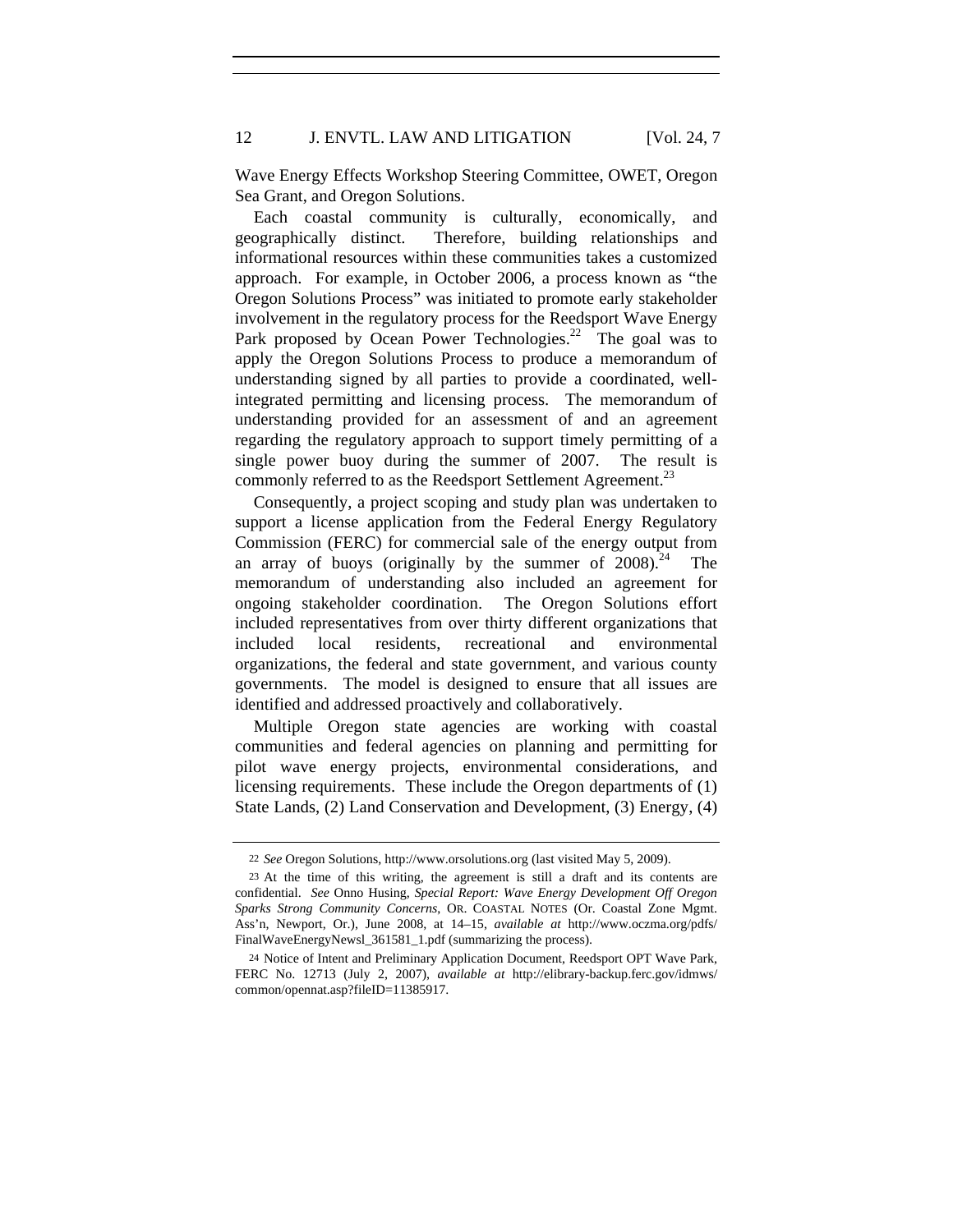Wave Energy Effects Workshop Steering Committee, OWET, Oregon Sea Grant, and Oregon Solutions.

Each coastal community is culturally, economically, and geographically distinct. Therefore, building relationships and informational resources within these communities takes a customized approach. For example, in October 2006, a process known as "the Oregon Solutions Process" was initiated to promote early stakeholder involvement in the regulatory process for the Reedsport Wave Energy Park proposed by Ocean Power Technologies.[22] The goal was to apply the Oregon Solutions Process to produce a memorandum of understanding signed by all parties to provide a coordinated, well-integrated permitting and licensing process. The memorandum of understanding provided for an assessment of and an agreement regarding the regulatory approach to support timely permitting of a single power buoy during the summer of 2007. The result is commonly referred to as the Reedsport Settlement Agreement.[23]

Consequently, a project scoping and study plan was undertaken to support a license application from the Federal Energy Regulatory Commission (FERC) for commercial sale of the energy output from an array of buoys (originally by the summer of 2008).[24] The memorandum of understanding also included an agreement for ongoing stakeholder coordination. The Oregon Solutions effort included representatives from over thirty different organizations that included local residents, recreational and environmental organizations, the federal and state government, and various county governments. The model is designed to ensure that all issues are identified and addressed proactively and collaboratively.

Multiple Oregon state agencies are working with coastal communities and federal agencies on planning and permitting for pilot wave energy projects, environmental considerations, and licensing requirements. These include the Oregon departments of (1) State Lands, (2) Land Conservation and Development, (3) Energy, (4)

---

22 *See* Oregon Solutions, http://www.orsolutions.org (last visited May 5, 2009).

23 At the time of this writing, the agreement is still a draft and its contents are confidential. *See* Onno Husing, *Special Report: Wave Energy Development Off Oregon Sparks Strong Community Concerns*, OR. COASTAL NOTES (Or. Coastal Zone Mgmt. Ass'n, Newport, Or.), June 2008, at 14–15, *available at* http://www.oczma.org/pdfs/FinalWaveEnergyNewsl_361581_1.pdf (summarizing the process).

24 Notice of Intent and Preliminary Application Document, Reedsport OPT Wave Park, FERC No. 12713 (July 2, 2007), *available at* http://elibrary-backup.ferc.gov/idmws/common/opennat.asp?fileID=11385917.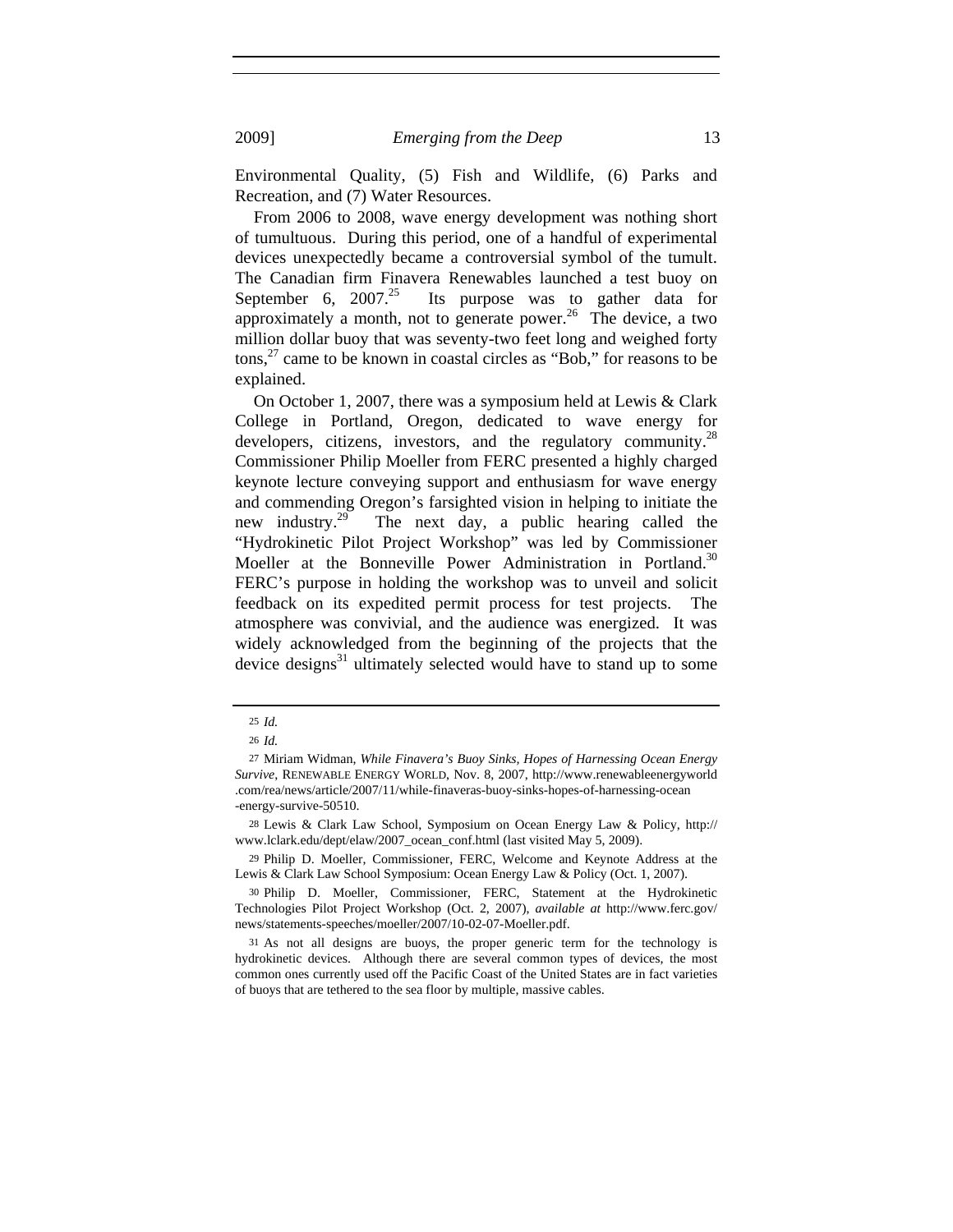Environmental Quality, (5) Fish and Wildlife, (6) Parks and Recreation, and (7) Water Resources.

From 2006 to 2008, wave energy development was nothing short of tumultuous. During this period, one of a handful of experimental devices unexpectedly became a controversial symbol of the tumult. The Canadian firm Finavera Renewables launched a test buoy on September 6, 2007.[25] Its purpose was to gather data for approximately a month, not to generate power.[26] The device, a two million dollar buoy that was seventy-two feet long and weighed forty tons,[27] came to be known in coastal circles as "Bob," for reasons to be explained.

On October 1, 2007, there was a symposium held at Lewis & Clark College in Portland, Oregon, dedicated to wave energy for developers, citizens, investors, and the regulatory community.[28] Commissioner Philip Moeller from FERC presented a highly charged keynote lecture conveying support and enthusiasm for wave energy and commending Oregon's farsighted vision in helping to initiate the new industry.[29] The next day, a public hearing called the "Hydrokinetic Pilot Project Workshop" was led by Commissioner Moeller at the Bonneville Power Administration in Portland.[30] FERC's purpose in holding the workshop was to unveil and solicit feedback on its expedited permit process for test projects. The atmosphere was convivial, and the audience was energized. It was widely acknowledged from the beginning of the projects that the device designs[31] ultimately selected would have to stand up to some

---

25 *Id.*

26 *Id.*

27 Miriam Widman, *While Finavera's Buoy Sinks, Hopes of Harnessing Ocean Energy Survive*, RENEWABLE ENERGY WORLD, Nov. 8, 2007, http://www.renewableenergyworld.com/rea/news/article/2007/11/while-finaveras-buoy-sinks-hopes-of-harnessing-ocean-energy-survive-50510.

28 Lewis & Clark Law School, Symposium on Ocean Energy Law & Policy, http://www.lclark.edu/dept/elaw/2007_ocean_conf.html (last visited May 5, 2009).

29 Philip D. Moeller, Commissioner, FERC, Welcome and Keynote Address at the Lewis & Clark Law School Symposium: Ocean Energy Law & Policy (Oct. 1, 2007).

30 Philip D. Moeller, Commissioner, FERC, Statement at the Hydrokinetic Technologies Pilot Project Workshop (Oct. 2, 2007), *available at* http://www.ferc.gov/news/statements-speeches/moeller/2007/10-02-07-Moeller.pdf.

31 As not all designs are buoys, the proper generic term for the technology is hydrokinetic devices. Although there are several common types of devices, the most common ones currently used off the Pacific Coast of the United States are in fact varieties of buoys that are tethered to the sea floor by multiple, massive cables.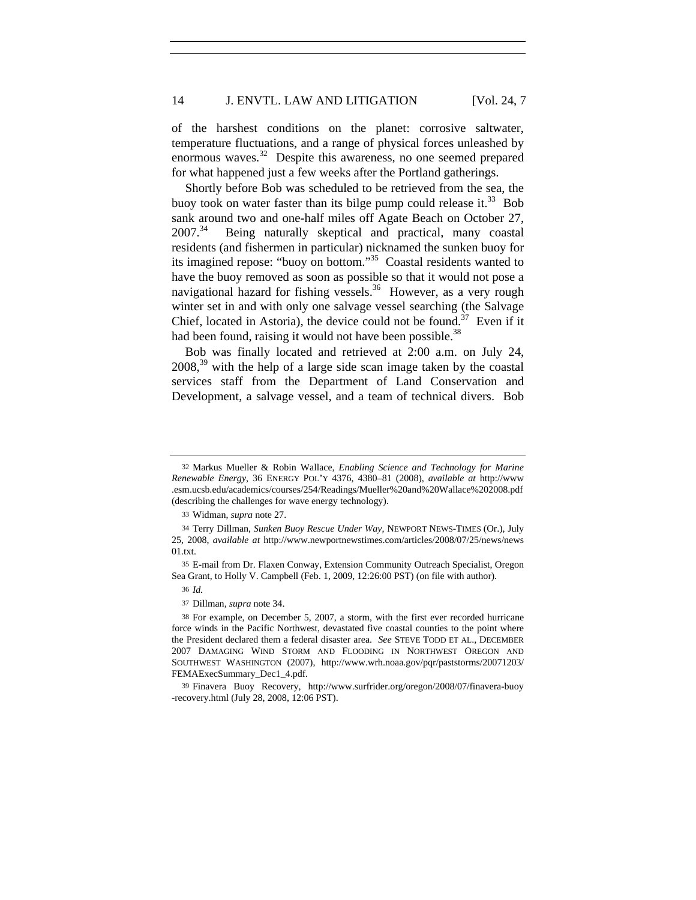of the harshest conditions on the planet: corrosive saltwater, temperature fluctuations, and a range of physical forces unleashed by enormous waves.[32] Despite this awareness, no one seemed prepared for what happened just a few weeks after the Portland gatherings.

Shortly before Bob was scheduled to be retrieved from the sea, the buoy took on water faster than its bilge pump could release it.[33] Bob sank around two and one-half miles off Agate Beach on October 27, 2007.[34] Being naturally skeptical and practical, many coastal residents (and fishermen in particular) nicknamed the sunken buoy for its imagined repose: "buoy on bottom."[35] Coastal residents wanted to have the buoy removed as soon as possible so that it would not pose a navigational hazard for fishing vessels.[36] However, as a very rough winter set in and with only one salvage vessel searching (the Salvage Chief, located in Astoria), the device could not be found.[37] Even if it had been found, raising it would not have been possible.[38]

Bob was finally located and retrieved at 2:00 a.m. on July 24, 2008,[39] with the help of a large side scan image taken by the coastal services staff from the Department of Land Conservation and Development, a salvage vessel, and a team of technical divers. Bob

---

32 Markus Mueller & Robin Wallace, *Enabling Science and Technology for Marine Renewable Energy*, 36 ENERGY POL'Y 4376, 4380–81 (2008), *available at* http://www.esm.ucsb.edu/academics/courses/254/Readings/Mueller%20and%20Wallace%202008.pdf (describing the challenges for wave energy technology).

33 Widman, *supra* note 27.

34 Terry Dillman, *Sunken Buoy Rescue Under Way*, NEWPORT NEWS-TIMES (Or.), July 25, 2008, *available at* http://www.newportnewstimes.com/articles/2008/07/25/news/news01.txt.

35 E-mail from Dr. Flaxen Conway, Extension Community Outreach Specialist, Oregon Sea Grant, to Holly V. Campbell (Feb. 1, 2009, 12:26:00 PST) (on file with author).

36 *Id.*

37 Dillman, *supra* note 34.

38 For example, on December 5, 2007, a storm, with the first ever recorded hurricane force winds in the Pacific Northwest, devastated five coastal counties to the point where the President declared them a federal disaster area. *See* STEVE TODD ET AL., DECEMBER 2007 DAMAGING WIND STORM AND FLOODING IN NORTHWEST OREGON AND SOUTHWEST WASHINGTON (2007), http://www.wrh.noaa.gov/pqr/paststorms/20071203/FEMAExecSummary_Dec1_4.pdf.

39 Finavera Buoy Recovery, http://www.surfrider.org/oregon/2008/07/finavera-buoy-recovery.html (July 28, 2008, 12:06 PST).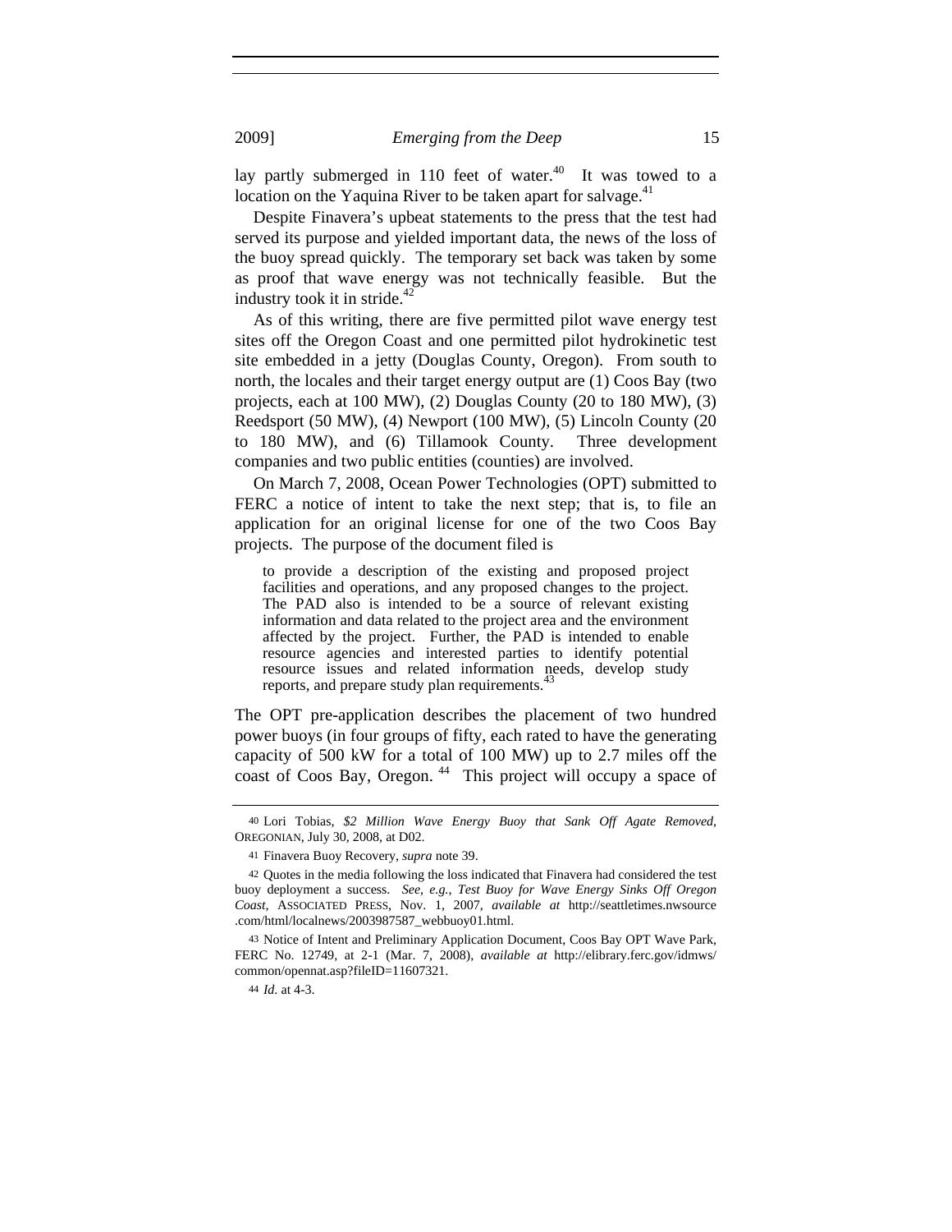lay partly submerged in 110 feet of water.[40] It was towed to a location on the Yaquina River to be taken apart for salvage.[41]

Despite Finavera's upbeat statements to the press that the test had served its purpose and yielded important data, the news of the loss of the buoy spread quickly. The temporary set back was taken by some as proof that wave energy was not technically feasible. But the industry took it in stride.[42]

As of this writing, there are five permitted pilot wave energy test sites off the Oregon Coast and one permitted pilot hydrokinetic test site embedded in a jetty (Douglas County, Oregon). From south to north, the locales and their target energy output are (1) Coos Bay (two projects, each at 100 MW), (2) Douglas County (20 to 180 MW), (3) Reedsport (50 MW), (4) Newport (100 MW), (5) Lincoln County (20 to 180 MW), and (6) Tillamook County. Three development companies and two public entities (counties) are involved.

On March 7, 2008, Ocean Power Technologies (OPT) submitted to FERC a notice of intent to take the next step; that is, to file an application for an original license for one of the two Coos Bay projects. The purpose of the document filed is

> to provide a description of the existing and proposed project facilities and operations, and any proposed changes to the project. The PAD also is intended to be a source of relevant existing information and data related to the project area and the environment affected by the project. Further, the PAD is intended to enable resource agencies and interested parties to identify potential resource issues and related information needs, develop study reports, and prepare study plan requirements.[43]

The OPT pre-application describes the placement of two hundred power buoys (in four groups of fifty, each rated to have the generating capacity of 500 kW for a total of 100 MW) up to 2.7 miles off the coast of Coos Bay, Oregon.[44] This project will occupy a space of

---

40 Lori Tobias, *$2 Million Wave Energy Buoy that Sank Off Agate Removed*, OREGONIAN, July 30, 2008, at D02.

41 Finavera Buoy Recovery, *supra* note 39.

42 Quotes in the media following the loss indicated that Finavera had considered the test buoy deployment a success. *See, e.g.*, *Test Buoy for Wave Energy Sinks Off Oregon Coast*, ASSOCIATED PRESS, Nov. 1, 2007, *available at* http://seattletimes.nwsource.com/html/localnews/2003987587_webbuoy01.html.

43 Notice of Intent and Preliminary Application Document, Coos Bay OPT Wave Park, FERC No. 12749, at 2-1 (Mar. 7, 2008), *available at* http://elibrary.ferc.gov/idmws/common/opennat.asp?fileID=11607321.

44 *Id.* at 4-3.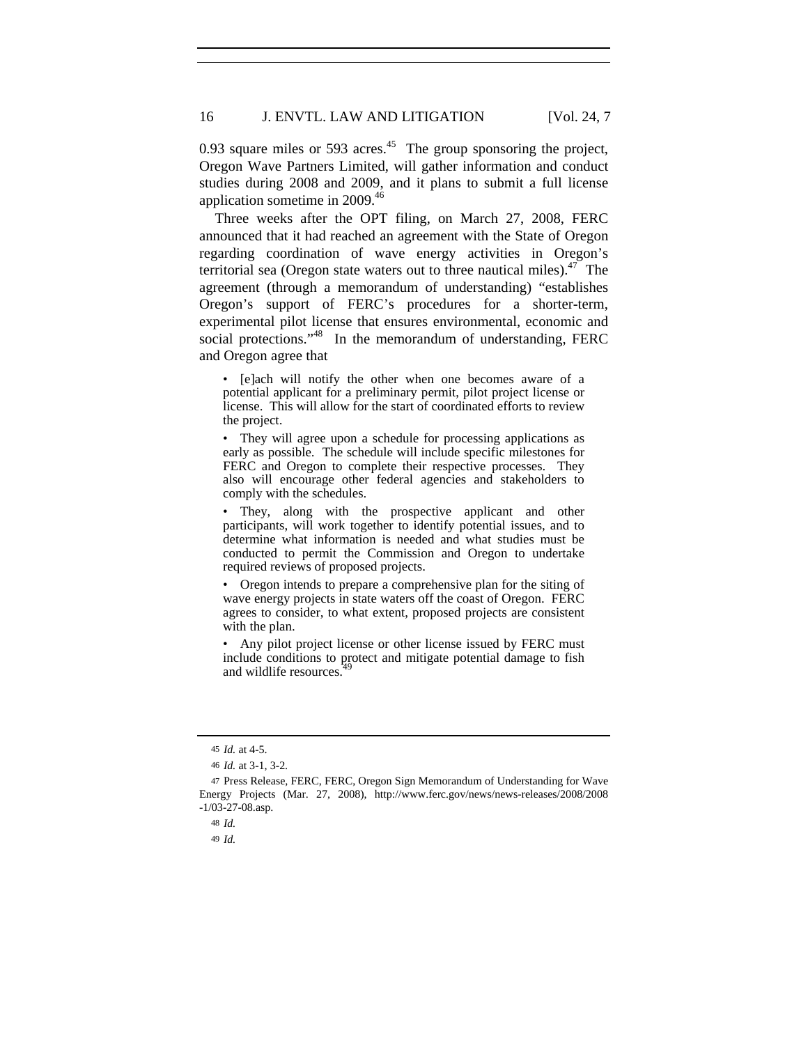0.93 square miles or 593 acres.[45] The group sponsoring the project, Oregon Wave Partners Limited, will gather information and conduct studies during 2008 and 2009, and it plans to submit a full license application sometime in 2009.[46]

Three weeks after the OPT filing, on March 27, 2008, FERC announced that it had reached an agreement with the State of Oregon regarding coordination of wave energy activities in Oregon's territorial sea (Oregon state waters out to three nautical miles).[47] The agreement (through a memorandum of understanding) "establishes Oregon's support of FERC's procedures for a shorter-term, experimental pilot license that ensures environmental, economic and social protections."[48] In the memorandum of understanding, FERC and Oregon agree that

> • [e]ach will notify the other when one becomes aware of a potential applicant for a preliminary permit, pilot project license or license. This will allow for the start of coordinated efforts to review the project.
>
> • They will agree upon a schedule for processing applications as early as possible. The schedule will include specific milestones for FERC and Oregon to complete their respective processes. They also will encourage other federal agencies and stakeholders to comply with the schedules.
>
> • They, along with the prospective applicant and other participants, will work together to identify potential issues, and to determine what information is needed and what studies must be conducted to permit the Commission and Oregon to undertake required reviews of proposed projects.
>
> • Oregon intends to prepare a comprehensive plan for the siting of wave energy projects in state waters off the coast of Oregon. FERC agrees to consider, to what extent, proposed projects are consistent with the plan.
>
> • Any pilot project license or other license issued by FERC must include conditions to protect and mitigate potential damage to fish and wildlife resources.[49]

---

[45] *Id.* at 4-5.

[46] *Id.* at 3-1, 3-2.

[47] Press Release, FERC, FERC, Oregon Sign Memorandum of Understanding for Wave Energy Projects (Mar. 27, 2008), http://www.ferc.gov/news/news-releases/2008/2008-1/03-27-08.asp.

[48] *Id.*

[49] *Id.*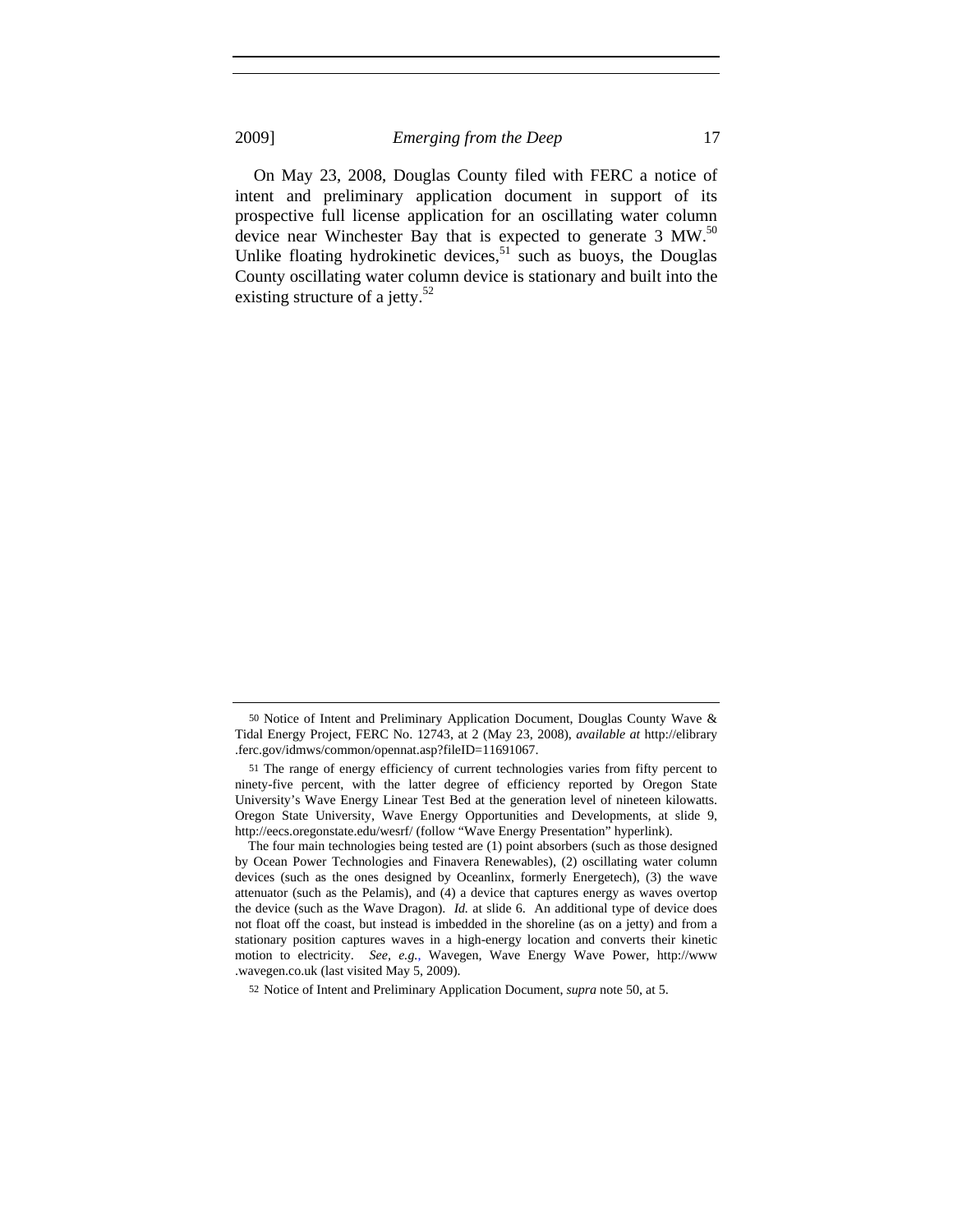On May 23, 2008, Douglas County filed with FERC a notice of intent and preliminary application document in support of its prospective full license application for an oscillating water column device near Winchester Bay that is expected to generate 3 MW.[50] Unlike floating hydrokinetic devices,[51] such as buoys, the Douglas County oscillating water column device is stationary and built into the existing structure of a jetty.[52]

---

50 Notice of Intent and Preliminary Application Document, Douglas County Wave & Tidal Energy Project, FERC No. 12743, at 2 (May 23, 2008), *available at* http://elibrary.ferc.gov/idmws/common/opennat.asp?fileID=11691067.

51 The range of energy efficiency of current technologies varies from fifty percent to ninety-five percent, with the latter degree of efficiency reported by Oregon State University's Wave Energy Linear Test Bed at the generation level of nineteen kilowatts. Oregon State University, Wave Energy Opportunities and Developments, at slide 9, http://eecs.oregonstate.edu/wesrf/ (follow "Wave Energy Presentation" hyperlink).

The four main technologies being tested are (1) point absorbers (such as those designed by Ocean Power Technologies and Finavera Renewables), (2) oscillating water column devices (such as the ones designed by Oceanlinx, formerly Energetech), (3) the wave attenuator (such as the Pelamis), and (4) a device that captures energy as waves overtop the device (such as the Wave Dragon). *Id.* at slide 6. An additional type of device does not float off the coast, but instead is imbedded in the shoreline (as on a jetty) and from a stationary position captures waves in a high-energy location and converts their kinetic motion to electricity. *See, e.g.*, Wavegen, Wave Energy Wave Power, http://www.wavegen.co.uk (last visited May 5, 2009).

52 Notice of Intent and Preliminary Application Document, *supra* note 50, at 5.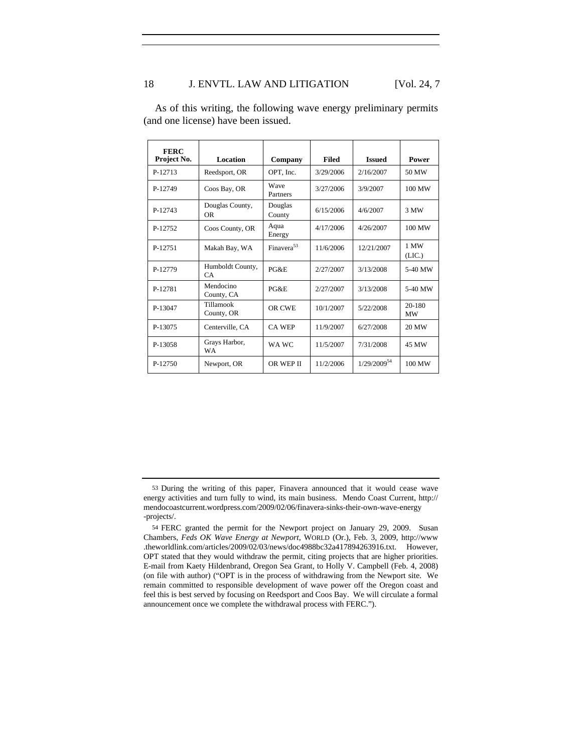As of this writing, the following wave energy preliminary permits (and one license) have been issued.

| FERC Project No. | Location | Company | Filed | Issued | Power |
|---|---|---|---|---|---|
| P-12713 | Reedsport, OR | OPT, Inc. | 3/29/2006 | 2/16/2007 | 50 MW |
| P-12749 | Coos Bay, OR | Wave Partners | 3/27/2006 | 3/9/2007 | 100 MW |
| P-12743 | Douglas County, OR | Douglas County | 6/15/2006 | 4/6/2007 | 3 MW |
| P-12752 | Coos County, OR | Aqua Energy | 4/17/2006 | 4/26/2007 | 100 MW |
| P-12751 | Makah Bay, WA | Finavera[53] | 11/6/2006 | 12/21/2007 | 1 MW (LIC.) |
| P-12779 | Humboldt County, CA | PG&E | 2/27/2007 | 3/13/2008 | 5-40 MW |
| P-12781 | Mendocino County, CA | PG&E | 2/27/2007 | 3/13/2008 | 5-40 MW |
| P-13047 | Tillamook County, OR | OR CWE | 10/1/2007 | 5/22/2008 | 20-180 MW |
| P-13075 | Centerville, CA | CA WEP | 11/9/2007 | 6/27/2008 | 20 MW |
| P-13058 | Grays Harbor, WA | WA WC | 11/5/2007 | 7/31/2008 | 45 MW |
| P-12750 | Newport, OR | OR WEP II | 11/2/2006 | 1/29/2009[54] | 100 MW |

53 During the writing of this paper, Finavera announced that it would cease wave energy activities and turn fully to wind, its main business. Mendo Coast Current, http://mendocoastcurrent.wordpress.com/2009/02/06/finavera-sinks-their-own-wave-energy-projects/.

54 FERC granted the permit for the Newport project on January 29, 2009. Susan Chambers, *Feds OK Wave Energy at Newport*, WORLD (Or.), Feb. 3, 2009, http://www.theworldlink.com/articles/2009/02/03/news/doc4988bc32a417894263916.txt. However, OPT stated that they would withdraw the permit, citing projects that are higher priorities. E-mail from Kaety Hildenbrand, Oregon Sea Grant, to Holly V. Campbell (Feb. 4, 2008) (on file with author) ("OPT is in the process of withdrawing from the Newport site. We remain committed to responsible development of wave power off the Oregon coast and feel this is best served by focusing on Reedsport and Coos Bay. We will circulate a formal announcement once we complete the withdrawal process with FERC.").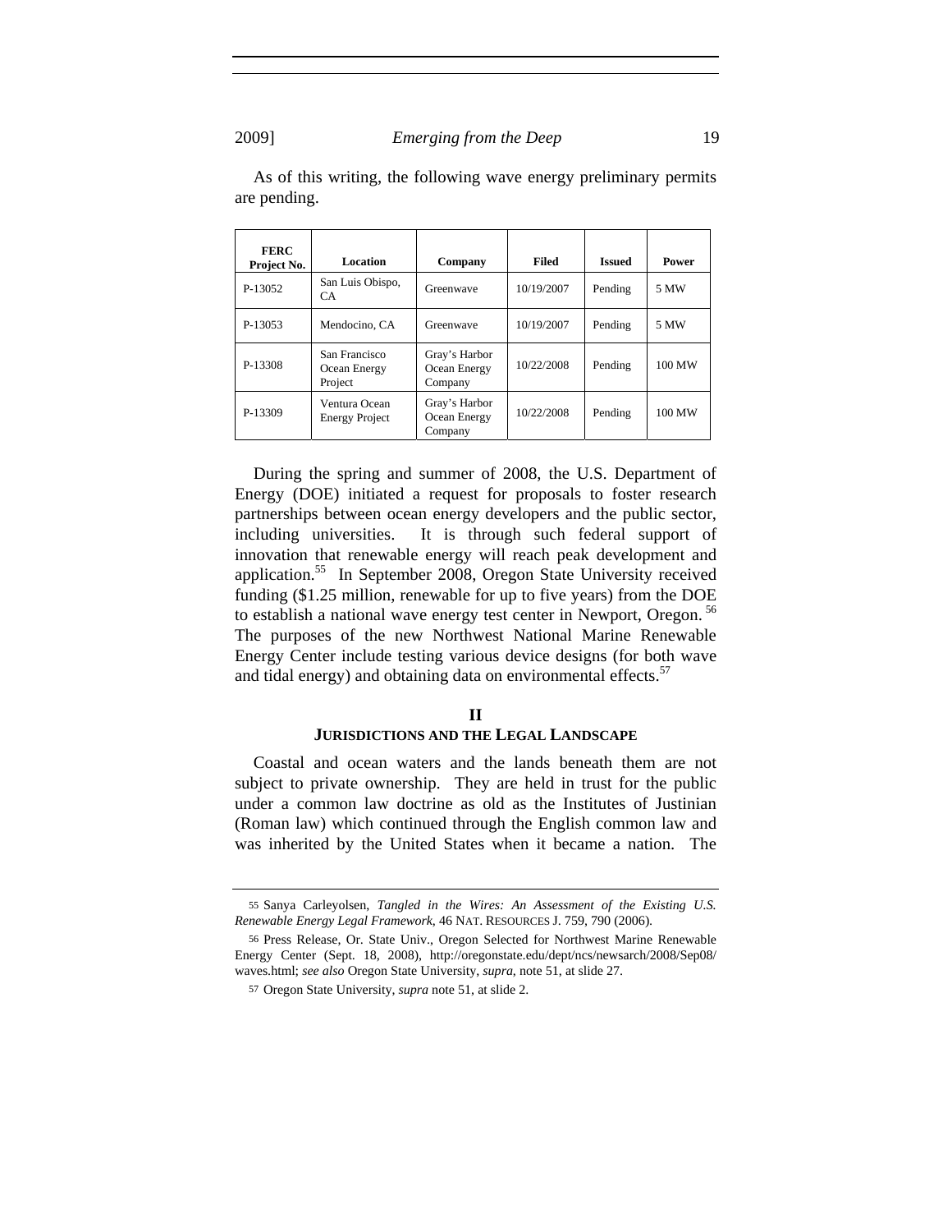As of this writing, the following wave energy preliminary permits are pending.

| FERC Project No. | Location | Company | Filed | Issued | Power |
|---|---|---|---|---|---|
| P-13052 | San Luis Obispo, CA | Greenwave | 10/19/2007 | Pending | 5 MW |
| P-13053 | Mendocino, CA | Greenwave | 10/19/2007 | Pending | 5 MW |
| P-13308 | San Francisco Ocean Energy Project | Gray's Harbor Ocean Energy Company | 10/22/2008 | Pending | 100 MW |
| P-13309 | Ventura Ocean Energy Project | Gray's Harbor Ocean Energy Company | 10/22/2008 | Pending | 100 MW |

During the spring and summer of 2008, the U.S. Department of Energy (DOE) initiated a request for proposals to foster research partnerships between ocean energy developers and the public sector, including universities. It is through such federal support of innovation that renewable energy will reach peak development and application.[55] In September 2008, Oregon State University received funding ($1.25 million, renewable for up to five years) from the DOE to establish a national wave energy test center in Newport, Oregon.[56] The purposes of the new Northwest National Marine Renewable Energy Center include testing various device designs (for both wave and tidal energy) and obtaining data on environmental effects.[57]

## II
## JURISDICTIONS AND THE LEGAL LANDSCAPE

Coastal and ocean waters and the lands beneath them are not subject to private ownership. They are held in trust for the public under a common law doctrine as old as the Institutes of Justinian (Roman law) which continued through the English common law and was inherited by the United States when it became a nation. The

---

55 Sanya Carleyolsen, *Tangled in the Wires: An Assessment of the Existing U.S. Renewable Energy Legal Framework*, 46 NAT. RESOURCES J. 759, 790 (2006).

56 Press Release, Or. State Univ., Oregon Selected for Northwest Marine Renewable Energy Center (Sept. 18, 2008), http://oregonstate.edu/dept/ncs/newsarch/2008/Sep08/waves.html; *see also* Oregon State University, *supra*, note 51, at slide 27.

57 Oregon State University, *supra* note 51, at slide 2.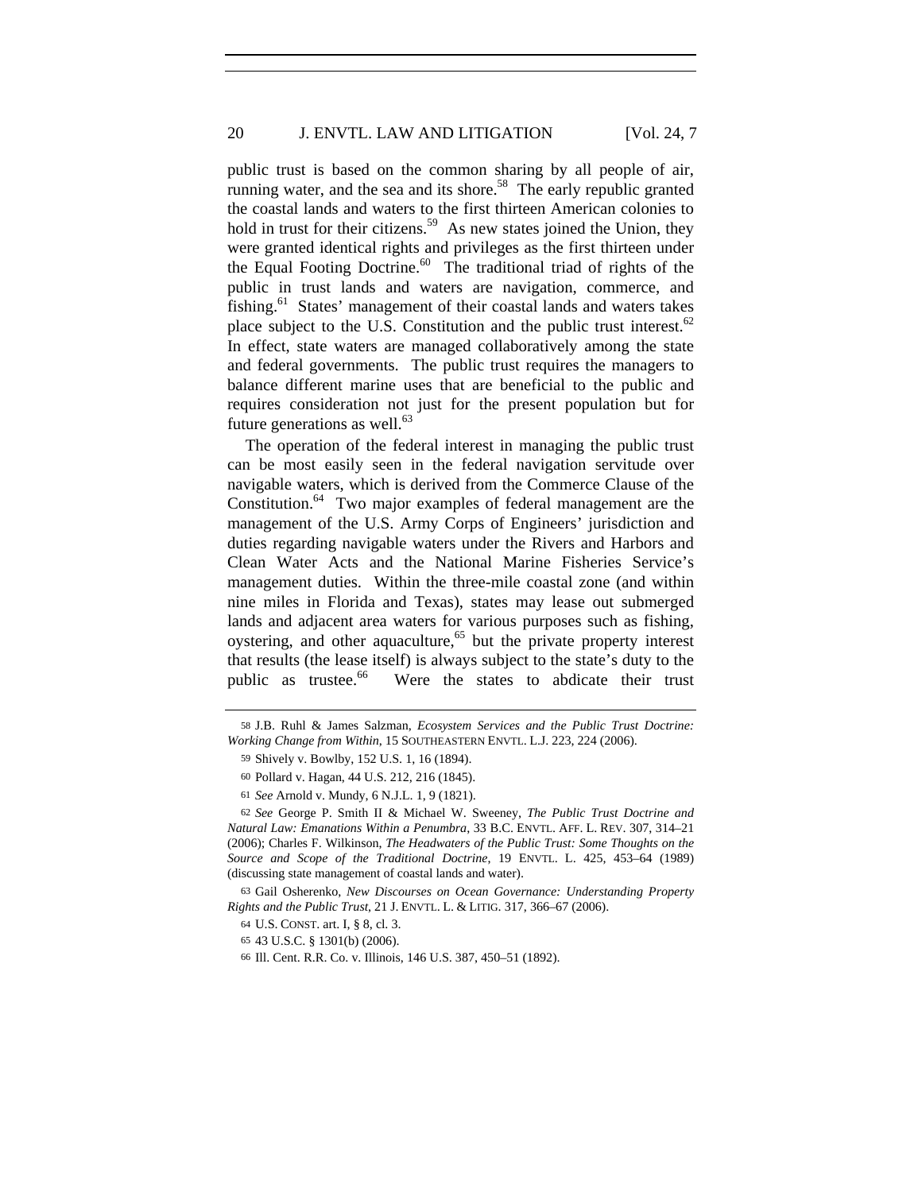public trust is based on the common sharing by all people of air, running water, and the sea and its shore.[58] The early republic granted the coastal lands and waters to the first thirteen American colonies to hold in trust for their citizens.[59] As new states joined the Union, they were granted identical rights and privileges as the first thirteen under the Equal Footing Doctrine.[60] The traditional triad of rights of the public in trust lands and waters are navigation, commerce, and fishing.[61] States' management of their coastal lands and waters takes place subject to the U.S. Constitution and the public trust interest.[62] In effect, state waters are managed collaboratively among the state and federal governments. The public trust requires the managers to balance different marine uses that are beneficial to the public and requires consideration not just for the present population but for future generations as well.[63]

The operation of the federal interest in managing the public trust can be most easily seen in the federal navigation servitude over navigable waters, which is derived from the Commerce Clause of the Constitution.[64] Two major examples of federal management are the management of the U.S. Army Corps of Engineers' jurisdiction and duties regarding navigable waters under the Rivers and Harbors and Clean Water Acts and the National Marine Fisheries Service's management duties. Within the three-mile coastal zone (and within nine miles in Florida and Texas), states may lease out submerged lands and adjacent area waters for various purposes such as fishing, oystering, and other aquaculture,[65] but the private property interest that results (the lease itself) is always subject to the state's duty to the public as trustee.[66] Were the states to abdicate their trust

---

58 J.B. Ruhl & James Salzman, *Ecosystem Services and the Public Trust Doctrine: Working Change from Within*, 15 SOUTHEASTERN ENVTL. L.J. 223, 224 (2006).

59 Shively v. Bowlby, 152 U.S. 1, 16 (1894).

60 Pollard v. Hagan, 44 U.S. 212, 216 (1845).

61 *See* Arnold v. Mundy, 6 N.J.L. 1, 9 (1821).

62 *See* George P. Smith II & Michael W. Sweeney, *The Public Trust Doctrine and Natural Law: Emanations Within a Penumbra*, 33 B.C. ENVTL. AFF. L. REV. 307, 314–21 (2006); Charles F. Wilkinson, *The Headwaters of the Public Trust: Some Thoughts on the Source and Scope of the Traditional Doctrine*, 19 ENVTL. L. 425, 453–64 (1989) (discussing state management of coastal lands and water).

63 Gail Osherenko, *New Discourses on Ocean Governance: Understanding Property Rights and the Public Trust*, 21 J. ENVTL. L. & LITIG. 317, 366–67 (2006).

64 U.S. CONST. art. I, § 8, cl. 3.

65 43 U.S.C. § 1301(b) (2006).

66 Ill. Cent. R.R. Co. v. Illinois, 146 U.S. 387, 450–51 (1892).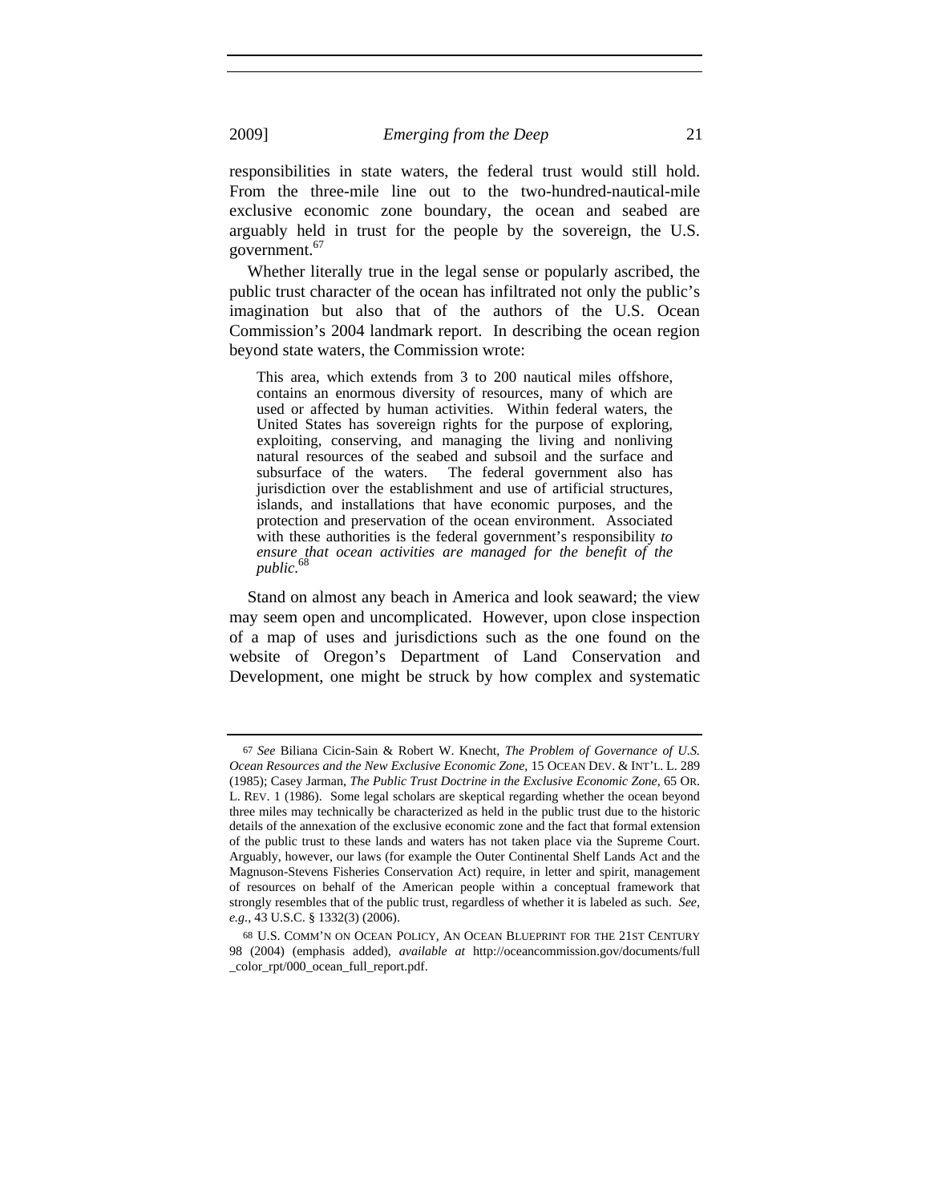responsibilities in state waters, the federal trust would still hold. From the three-mile line out to the two-hundred-nautical-mile exclusive economic zone boundary, the ocean and seabed are arguably held in trust for the people by the sovereign, the U.S. government.[67]

Whether literally true in the legal sense or popularly ascribed, the public trust character of the ocean has infiltrated not only the public's imagination but also that of the authors of the U.S. Ocean Commission's 2004 landmark report. In describing the ocean region beyond state waters, the Commission wrote:

> This area, which extends from 3 to 200 nautical miles offshore, contains an enormous diversity of resources, many of which are used or affected by human activities. Within federal waters, the United States has sovereign rights for the purpose of exploring, exploiting, conserving, and managing the living and nonliving natural resources of the seabed and subsoil and the surface and subsurface of the waters. The federal government also has jurisdiction over the establishment and use of artificial structures, islands, and installations that have economic purposes, and the protection and preservation of the ocean environment. Associated with these authorities is the federal government's responsibility *to ensure that ocean activities are managed for the benefit of the public*.[68]

Stand on almost any beach in America and look seaward; the view may seem open and uncomplicated. However, upon close inspection of a map of uses and jurisdictions such as the one found on the website of Oregon's Department of Land Conservation and Development, one might be struck by how complex and systematic

---

[67] *See* Biliana Cicin-Sain & Robert W. Knecht, *The Problem of Governance of U.S. Ocean Resources and the New Exclusive Economic Zone*, 15 OCEAN DEV. & INT'L. L. 289 (1985); Casey Jarman, *The Public Trust Doctrine in the Exclusive Economic Zone*, 65 OR. L. REV. 1 (1986). Some legal scholars are skeptical regarding whether the ocean beyond three miles may technically be characterized as held in the public trust due to the historic details of the annexation of the exclusive economic zone and the fact that formal extension of the public trust to these lands and waters has not taken place via the Supreme Court. Arguably, however, our laws (for example the Outer Continental Shelf Lands Act and the Magnuson-Stevens Fisheries Conservation Act) require, in letter and spirit, management of resources on behalf of the American people within a conceptual framework that strongly resembles that of the public trust, regardless of whether it is labeled as such. *See, e.g.*, 43 U.S.C. § 1332(3) (2006).

[68] U.S. COMM'N ON OCEAN POLICY, AN OCEAN BLUEPRINT FOR THE 21ST CENTURY 98 (2004) (emphasis added), *available at* http://oceancommission.gov/documents/full_color_rpt/000_ocean_full_report.pdf.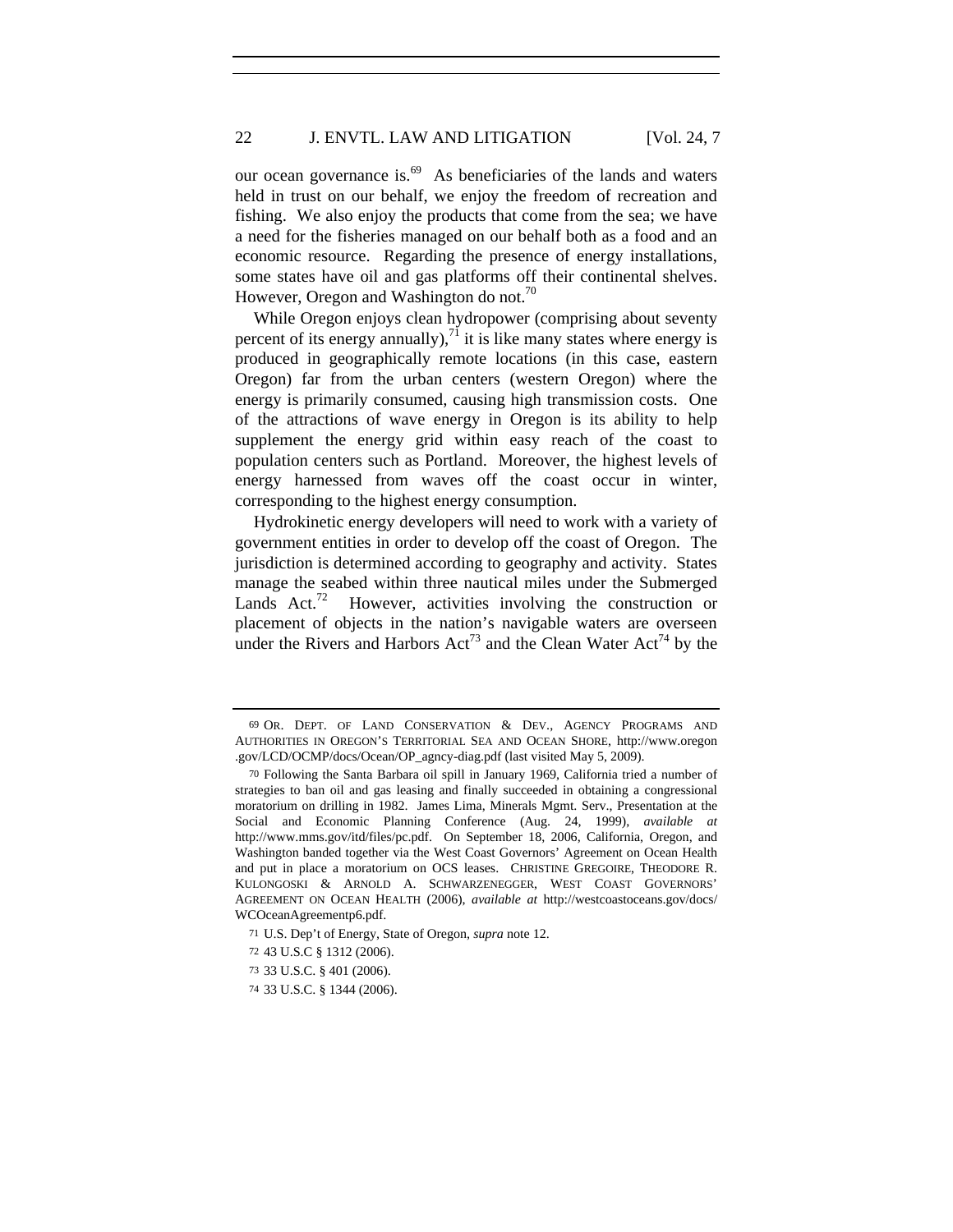our ocean governance is.[69] As beneficiaries of the lands and waters held in trust on our behalf, we enjoy the freedom of recreation and fishing. We also enjoy the products that come from the sea; we have a need for the fisheries managed on our behalf both as a food and an economic resource. Regarding the presence of energy installations, some states have oil and gas platforms off their continental shelves. However, Oregon and Washington do not.[70]

While Oregon enjoys clean hydropower (comprising about seventy percent of its energy annually),[71] it is like many states where energy is produced in geographically remote locations (in this case, eastern Oregon) far from the urban centers (western Oregon) where the energy is primarily consumed, causing high transmission costs. One of the attractions of wave energy in Oregon is its ability to help supplement the energy grid within easy reach of the coast to population centers such as Portland. Moreover, the highest levels of energy harnessed from waves off the coast occur in winter, corresponding to the highest energy consumption.

Hydrokinetic energy developers will need to work with a variety of government entities in order to develop off the coast of Oregon. The jurisdiction is determined according to geography and activity. States manage the seabed within three nautical miles under the Submerged Lands Act.[72] However, activities involving the construction or placement of objects in the nation's navigable waters are overseen under the Rivers and Harbors Act[73] and the Clean Water Act[74] by the

---

69 OR. DEPT. OF LAND CONSERVATION & DEV., AGENCY PROGRAMS AND AUTHORITIES IN OREGON'S TERRITORIAL SEA AND OCEAN SHORE, http://www.oregon.gov/LCD/OCMP/docs/Ocean/OP_agncy-diag.pdf (last visited May 5, 2009).

70 Following the Santa Barbara oil spill in January 1969, California tried a number of strategies to ban oil and gas leasing and finally succeeded in obtaining a congressional moratorium on drilling in 1982. James Lima, Minerals Mgmt. Serv., Presentation at the Social and Economic Planning Conference (Aug. 24, 1999), *available at* http://www.mms.gov/itd/files/pc.pdf. On September 18, 2006, California, Oregon, and Washington banded together via the West Coast Governors' Agreement on Ocean Health and put in place a moratorium on OCS leases. CHRISTINE GREGOIRE, THEODORE R. KULONGOSKI & ARNOLD A. SCHWARZENEGGER, WEST COAST GOVERNORS' AGREEMENT ON OCEAN HEALTH (2006), *available at* http://westcoastoceans.gov/docs/WCOceanAgreementp6.pdf.

71 U.S. Dep't of Energy, State of Oregon, *supra* note 12.

72 43 U.S.C § 1312 (2006).

73 33 U.S.C. § 401 (2006).

74 33 U.S.C. § 1344 (2006).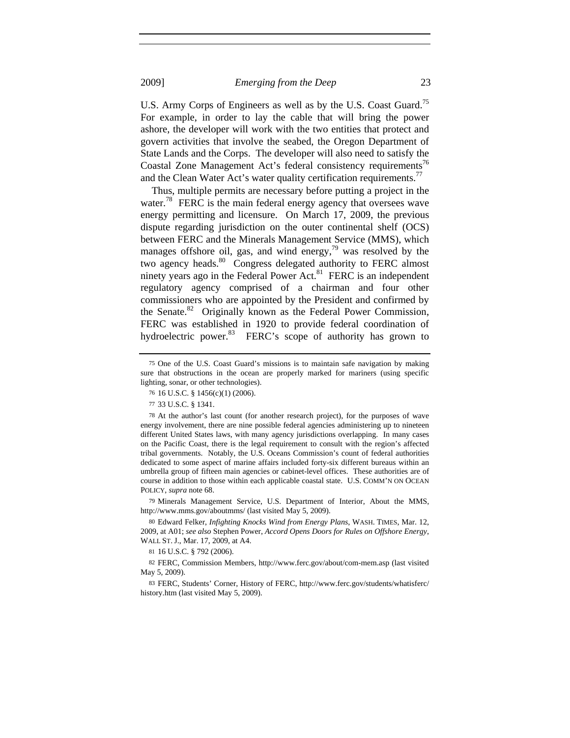U.S. Army Corps of Engineers as well as by the U.S. Coast Guard.[75] For example, in order to lay the cable that will bring the power ashore, the developer will work with the two entities that protect and govern activities that involve the seabed, the Oregon Department of State Lands and the Corps. The developer will also need to satisfy the Coastal Zone Management Act's federal consistency requirements[76] and the Clean Water Act's water quality certification requirements.[77]

Thus, multiple permits are necessary before putting a project in the water.[78] FERC is the main federal energy agency that oversees wave energy permitting and licensure. On March 17, 2009, the previous dispute regarding jurisdiction on the outer continental shelf (OCS) between FERC and the Minerals Management Service (MMS), which manages offshore oil, gas, and wind energy,[79] was resolved by the two agency heads.[80] Congress delegated authority to FERC almost ninety years ago in the Federal Power Act.[81] FERC is an independent regulatory agency comprised of a chairman and four other commissioners who are appointed by the President and confirmed by the Senate.[82] Originally known as the Federal Power Commission, FERC was established in 1920 to provide federal coordination of hydroelectric power.[83] FERC's scope of authority has grown to

---

75 One of the U.S. Coast Guard's missions is to maintain safe navigation by making sure that obstructions in the ocean are properly marked for mariners (using specific lighting, sonar, or other technologies).

76 16 U.S.C. § 1456(c)(1) (2006).

77 33 U.S.C. § 1341.

78 At the author's last count (for another research project), for the purposes of wave energy involvement, there are nine possible federal agencies administering up to nineteen different United States laws, with many agency jurisdictions overlapping. In many cases on the Pacific Coast, there is the legal requirement to consult with the region's affected tribal governments. Notably, the U.S. Oceans Commission's count of federal authorities dedicated to some aspect of marine affairs included forty-six different bureaus within an umbrella group of fifteen main agencies or cabinet-level offices. These authorities are of course in addition to those within each applicable coastal state. U.S. COMM'N ON OCEAN POLICY, *supra* note 68.

79 Minerals Management Service, U.S. Department of Interior, About the MMS, http://www.mms.gov/aboutmms/ (last visited May 5, 2009).

80 Edward Felker, *Infighting Knocks Wind from Energy Plans*, WASH. TIMES, Mar. 12, 2009, at A01; *see also* Stephen Power, *Accord Opens Doors for Rules on Offshore Energy*, WALL ST. J., Mar. 17, 2009, at A4.

81 16 U.S.C. § 792 (2006).

82 FERC, Commission Members, http://www.ferc.gov/about/com-mem.asp (last visited May 5, 2009).

83 FERC, Students' Corner, History of FERC, http://www.ferc.gov/students/whatisferc/history.htm (last visited May 5, 2009).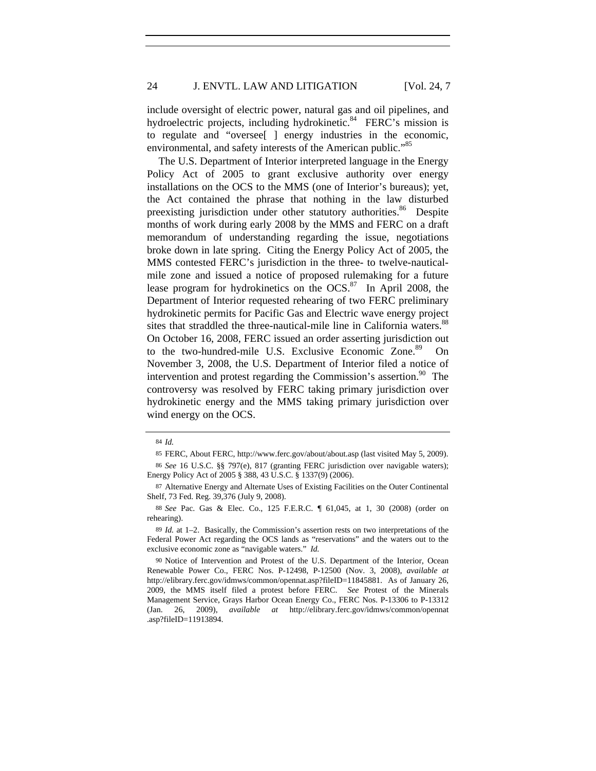include oversight of electric power, natural gas and oil pipelines, and hydroelectric projects, including hydrokinetic.[84] FERC's mission is to regulate and "oversee[ ] energy industries in the economic, environmental, and safety interests of the American public."[85]

The U.S. Department of Interior interpreted language in the Energy Policy Act of 2005 to grant exclusive authority over energy installations on the OCS to the MMS (one of Interior's bureaus); yet, the Act contained the phrase that nothing in the law disturbed preexisting jurisdiction under other statutory authorities.[86] Despite months of work during early 2008 by the MMS and FERC on a draft memorandum of understanding regarding the issue, negotiations broke down in late spring. Citing the Energy Policy Act of 2005, the MMS contested FERC's jurisdiction in the three- to twelve-nautical-mile zone and issued a notice of proposed rulemaking for a future lease program for hydrokinetics on the OCS.[87] In April 2008, the Department of Interior requested rehearing of two FERC preliminary hydrokinetic permits for Pacific Gas and Electric wave energy project sites that straddled the three-nautical-mile line in California waters.[88] On October 16, 2008, FERC issued an order asserting jurisdiction out to the two-hundred-mile U.S. Exclusive Economic Zone.[89] On November 3, 2008, the U.S. Department of Interior filed a notice of intervention and protest regarding the Commission's assertion.[90] The controversy was resolved by FERC taking primary jurisdiction over hydrokinetic energy and the MMS taking primary jurisdiction over wind energy on the OCS.

---

84 *Id.*

85 FERC, About FERC, http://www.ferc.gov/about/about.asp (last visited May 5, 2009).

86 *See* 16 U.S.C. §§ 797(e), 817 (granting FERC jurisdiction over navigable waters); Energy Policy Act of 2005 § 388, 43 U.S.C. § 1337(9) (2006).

87 Alternative Energy and Alternate Uses of Existing Facilities on the Outer Continental Shelf, 73 Fed. Reg. 39,376 (July 9, 2008).

88 *See* Pac. Gas & Elec. Co., 125 F.E.R.C. ¶ 61,045, at 1, 30 (2008) (order on rehearing).

89 *Id.* at 1–2. Basically, the Commission's assertion rests on two interpretations of the Federal Power Act regarding the OCS lands as "reservations" and the waters out to the exclusive economic zone as "navigable waters." *Id.*

90 Notice of Intervention and Protest of the U.S. Department of the Interior, Ocean Renewable Power Co., FERC Nos. P-12498, P-12500 (Nov. 3, 2008), *available at* http://elibrary.ferc.gov/idmws/common/opennat.asp?fileID=11845881. As of January 26, 2009, the MMS itself filed a protest before FERC. *See* Protest of the Minerals Management Service, Grays Harbor Ocean Energy Co., FERC Nos. P-13306 to P-13312 (Jan. 26, 2009), *available at* http://elibrary.ferc.gov/idmws/common/opennat.asp?fileID=11913894.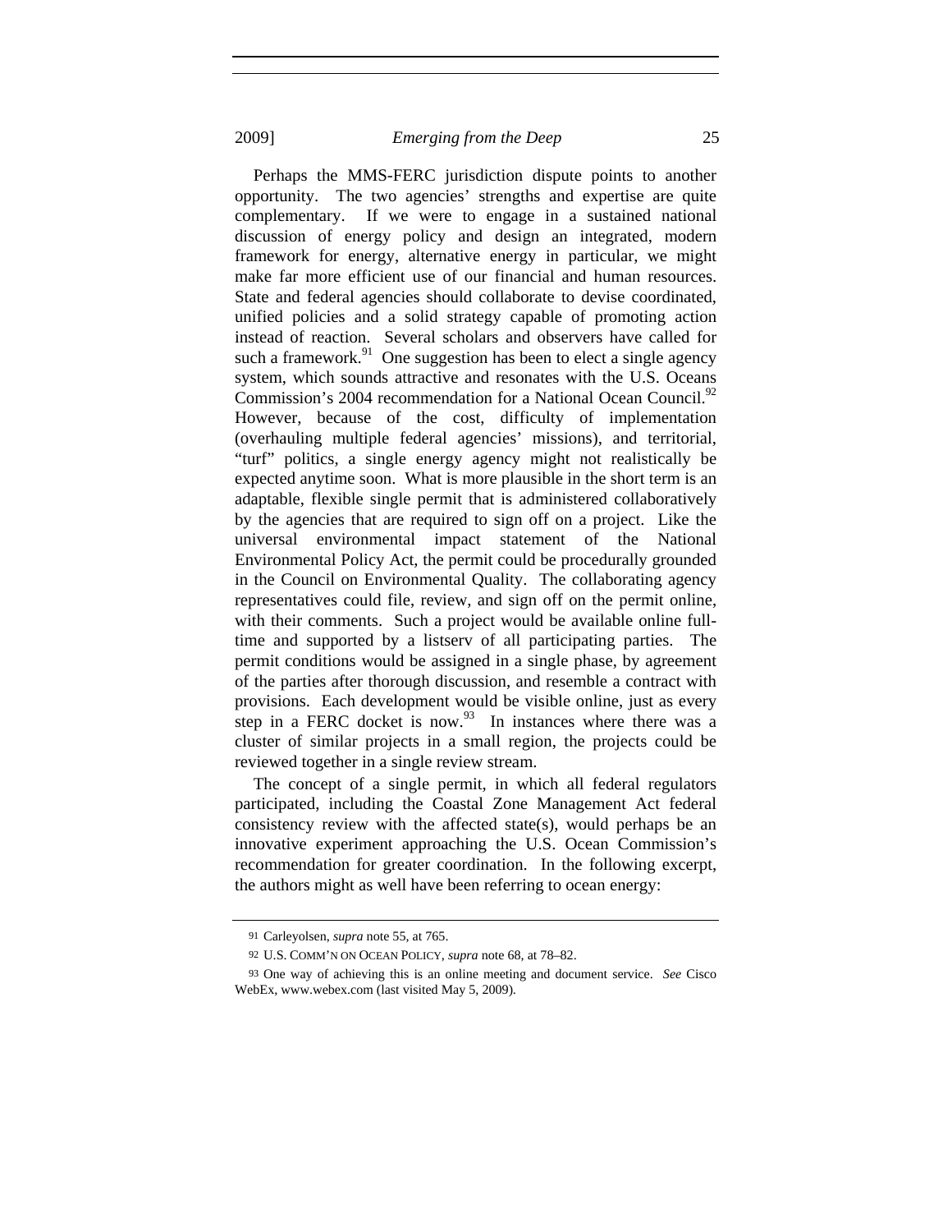Perhaps the MMS-FERC jurisdiction dispute points to another opportunity. The two agencies' strengths and expertise are quite complementary. If we were to engage in a sustained national discussion of energy policy and design an integrated, modern framework for energy, alternative energy in particular, we might make far more efficient use of our financial and human resources. State and federal agencies should collaborate to devise coordinated, unified policies and a solid strategy capable of promoting action instead of reaction. Several scholars and observers have called for such a framework.[91] One suggestion has been to elect a single agency system, which sounds attractive and resonates with the U.S. Oceans Commission's 2004 recommendation for a National Ocean Council.[92] However, because of the cost, difficulty of implementation (overhauling multiple federal agencies' missions), and territorial, "turf" politics, a single energy agency might not realistically be expected anytime soon. What is more plausible in the short term is an adaptable, flexible single permit that is administered collaboratively by the agencies that are required to sign off on a project. Like the universal environmental impact statement of the National Environmental Policy Act, the permit could be procedurally grounded in the Council on Environmental Quality. The collaborating agency representatives could file, review, and sign off on the permit online, with their comments. Such a project would be available online full-time and supported by a listserv of all participating parties. The permit conditions would be assigned in a single phase, by agreement of the parties after thorough discussion, and resemble a contract with provisions. Each development would be visible online, just as every step in a FERC docket is now.[93] In instances where there was a cluster of similar projects in a small region, the projects could be reviewed together in a single review stream.

The concept of a single permit, in which all federal regulators participated, including the Coastal Zone Management Act federal consistency review with the affected state(s), would perhaps be an innovative experiment approaching the U.S. Ocean Commission's recommendation for greater coordination. In the following excerpt, the authors might as well have been referring to ocean energy:

---

91 Carleyolsen, *supra* note 55, at 765.

92 U.S. COMM'N ON OCEAN POLICY, *supra* note 68, at 78–82.

93 One way of achieving this is an online meeting and document service. *See* Cisco WebEx, www.webex.com (last visited May 5, 2009).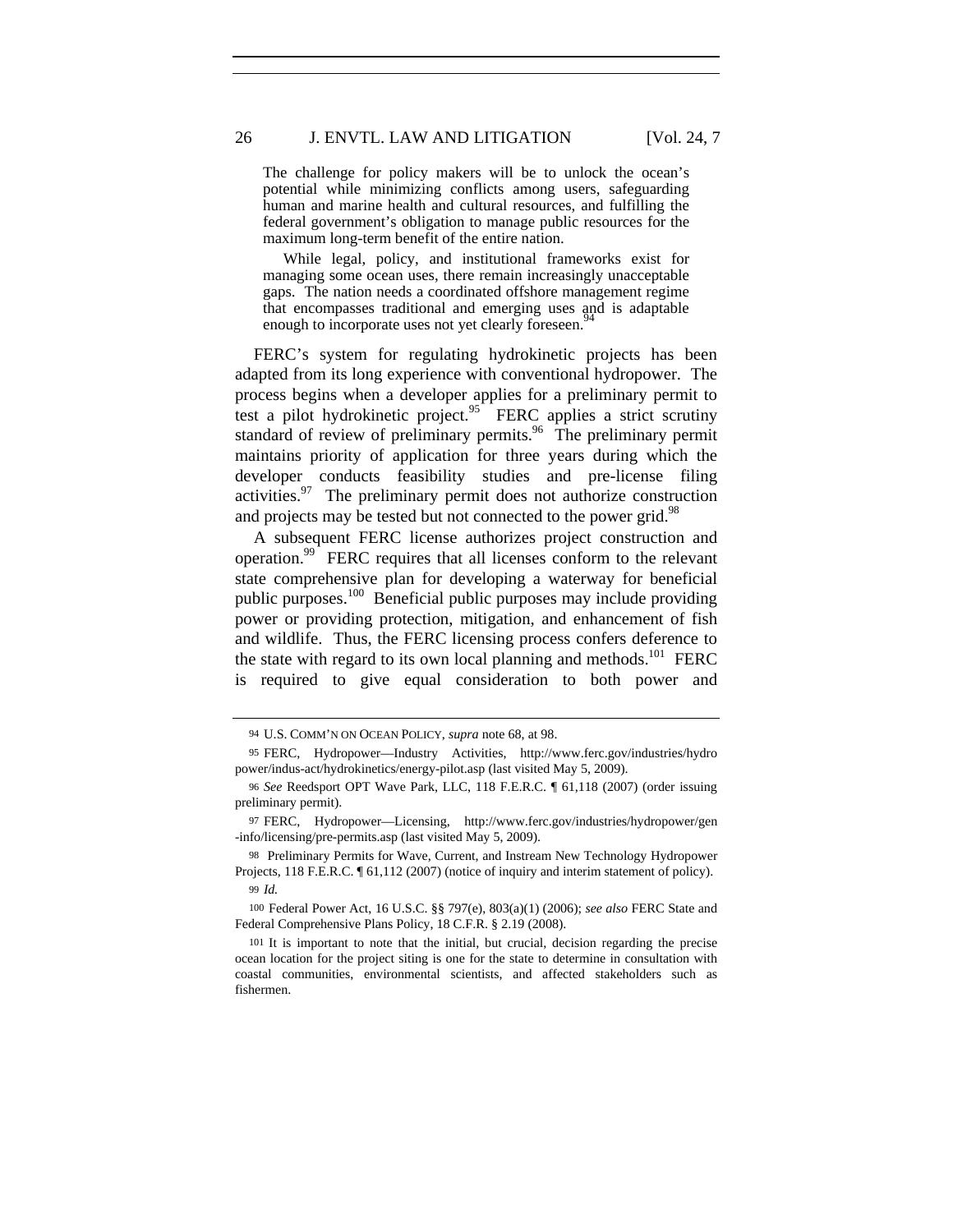> The challenge for policy makers will be to unlock the ocean's potential while minimizing conflicts among users, safeguarding human and marine health and cultural resources, and fulfilling the federal government's obligation to manage public resources for the maximum long-term benefit of the entire nation.
>
> While legal, policy, and institutional frameworks exist for managing some ocean uses, there remain increasingly unacceptable gaps. The nation needs a coordinated offshore management regime that encompasses traditional and emerging uses and is adaptable enough to incorporate uses not yet clearly foreseen.[94]

FERC's system for regulating hydrokinetic projects has been adapted from its long experience with conventional hydropower. The process begins when a developer applies for a preliminary permit to test a pilot hydrokinetic project.[95] FERC applies a strict scrutiny standard of review of preliminary permits.[96] The preliminary permit maintains priority of application for three years during which the developer conducts feasibility studies and pre-license filing activities.[97] The preliminary permit does not authorize construction and projects may be tested but not connected to the power grid.[98]

A subsequent FERC license authorizes project construction and operation.[99] FERC requires that all licenses conform to the relevant state comprehensive plan for developing a waterway for beneficial public purposes.[100] Beneficial public purposes may include providing power or providing protection, mitigation, and enhancement of fish and wildlife. Thus, the FERC licensing process confers deference to the state with regard to its own local planning and methods.[101] FERC is required to give equal consideration to both power and

---

94 U.S. COMM'N ON OCEAN POLICY, *supra* note 68, at 98.

95 FERC, Hydropower—Industry Activities, http://www.ferc.gov/industries/hydropower/indus-act/hydrokinetics/energy-pilot.asp (last visited May 5, 2009).

96 *See* Reedsport OPT Wave Park, LLC, 118 F.E.R.C. ¶ 61,118 (2007) (order issuing preliminary permit).

97 FERC, Hydropower—Licensing, http://www.ferc.gov/industries/hydropower/gen-info/licensing/pre-permits.asp (last visited May 5, 2009).

98 Preliminary Permits for Wave, Current, and Instream New Technology Hydropower Projects, 118 F.E.R.C. ¶ 61,112 (2007) (notice of inquiry and interim statement of policy).

99 *Id.*

100 Federal Power Act, 16 U.S.C. §§ 797(e), 803(a)(1) (2006); *see also* FERC State and Federal Comprehensive Plans Policy, 18 C.F.R. § 2.19 (2008).

101 It is important to note that the initial, but crucial, decision regarding the precise ocean location for the project siting is one for the state to determine in consultation with coastal communities, environmental scientists, and affected stakeholders such as fishermen.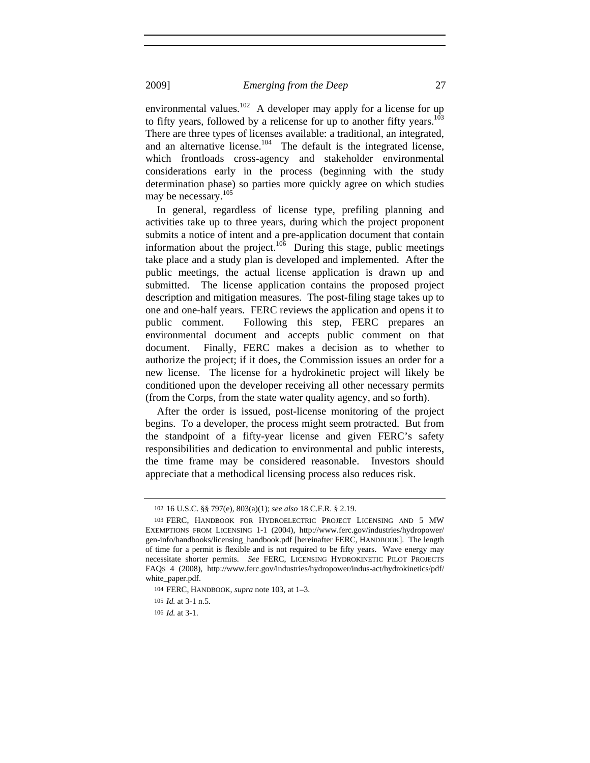environmental values.[102] A developer may apply for a license for up to fifty years, followed by a relicense for up to another fifty years.[103] There are three types of licenses available: a traditional, an integrated, and an alternative license.[104] The default is the integrated license, which frontloads cross-agency and stakeholder environmental considerations early in the process (beginning with the study determination phase) so parties more quickly agree on which studies may be necessary.[105]

In general, regardless of license type, prefiling planning and activities take up to three years, during which the project proponent submits a notice of intent and a pre-application document that contain information about the project.[106] During this stage, public meetings take place and a study plan is developed and implemented. After the public meetings, the actual license application is drawn up and submitted. The license application contains the proposed project description and mitigation measures. The post-filing stage takes up to one and one-half years. FERC reviews the application and opens it to public comment. Following this step, FERC prepares an environmental document and accepts public comment on that document. Finally, FERC makes a decision as to whether to authorize the project; if it does, the Commission issues an order for a new license. The license for a hydrokinetic project will likely be conditioned upon the developer receiving all other necessary permits (from the Corps, from the state water quality agency, and so forth).

After the order is issued, post-license monitoring of the project begins. To a developer, the process might seem protracted. But from the standpoint of a fifty-year license and given FERC's safety responsibilities and dedication to environmental and public interests, the time frame may be considered reasonable. Investors should appreciate that a methodical licensing process also reduces risk.

---

102 16 U.S.C. §§ 797(e), 803(a)(1); *see also* 18 C.F.R. § 2.19.

103 FERC, HANDBOOK FOR HYDROELECTRIC PROJECT LICENSING AND 5 MW EXEMPTIONS FROM LICENSING 1-1 (2004), http://www.ferc.gov/industries/hydropower/gen-info/handbooks/licensing_handbook.pdf [hereinafter FERC, HANDBOOK]. The length of time for a permit is flexible and is not required to be fifty years. Wave energy may necessitate shorter permits. *See* FERC, LICENSING HYDROKINETIC PILOT PROJECTS FAQS 4 (2008), http://www.ferc.gov/industries/hydropower/indus-act/hydrokinetics/pdf/white_paper.pdf.

104 FERC, HANDBOOK, *supra* note 103, at 1–3.

105 *Id.* at 3-1 n.5.

106 *Id.* at 3-1.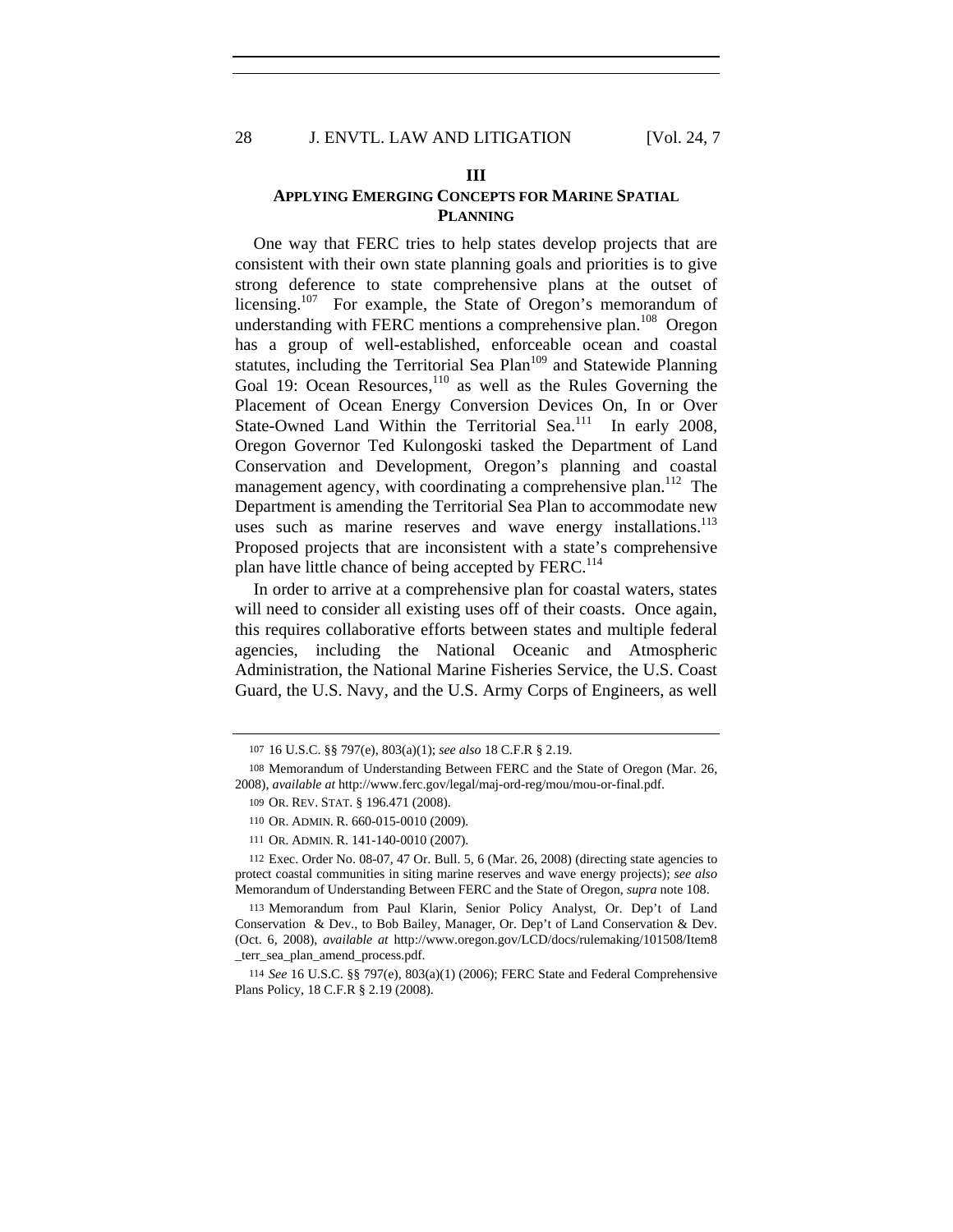## III

## APPLYING EMERGING CONCEPTS FOR MARINE SPATIAL PLANNING

One way that FERC tries to help states develop projects that are consistent with their own state planning goals and priorities is to give strong deference to state comprehensive plans at the outset of licensing.[107] For example, the State of Oregon's memorandum of understanding with FERC mentions a comprehensive plan.[108] Oregon has a group of well-established, enforceable ocean and coastal statutes, including the Territorial Sea Plan[109] and Statewide Planning Goal 19: Ocean Resources,[110] as well as the Rules Governing the Placement of Ocean Energy Conversion Devices On, In or Over State-Owned Land Within the Territorial Sea.[111] In early 2008, Oregon Governor Ted Kulongoski tasked the Department of Land Conservation and Development, Oregon's planning and coastal management agency, with coordinating a comprehensive plan.[112] The Department is amending the Territorial Sea Plan to accommodate new uses such as marine reserves and wave energy installations.[113] Proposed projects that are inconsistent with a state's comprehensive plan have little chance of being accepted by FERC.[114]

In order to arrive at a comprehensive plan for coastal waters, states will need to consider all existing uses off of their coasts. Once again, this requires collaborative efforts between states and multiple federal agencies, including the National Oceanic and Atmospheric Administration, the National Marine Fisheries Service, the U.S. Coast Guard, the U.S. Navy, and the U.S. Army Corps of Engineers, as well

---

107 16 U.S.C. §§ 797(e), 803(a)(1); *see also* 18 C.F.R § 2.19.

108 Memorandum of Understanding Between FERC and the State of Oregon (Mar. 26, 2008), *available at* http://www.ferc.gov/legal/maj-ord-reg/mou/mou-or-final.pdf.

109 OR. REV. STAT. § 196.471 (2008).

110 OR. ADMIN. R. 660-015-0010 (2009).

111 OR. ADMIN. R. 141-140-0010 (2007).

112 Exec. Order No. 08-07, 47 Or. Bull. 5, 6 (Mar. 26, 2008) (directing state agencies to protect coastal communities in siting marine reserves and wave energy projects); *see also* Memorandum of Understanding Between FERC and the State of Oregon, *supra* note 108.

113 Memorandum from Paul Klarin, Senior Policy Analyst, Or. Dep't of Land Conservation & Dev., to Bob Bailey, Manager, Or. Dep't of Land Conservation & Dev. (Oct. 6, 2008), *available at* http://www.oregon.gov/LCD/docs/rulemaking/101508/Item8_terr_sea_plan_amend_process.pdf.

114 *See* 16 U.S.C. §§ 797(e), 803(a)(1) (2006); FERC State and Federal Comprehensive Plans Policy, 18 C.F.R § 2.19 (2008).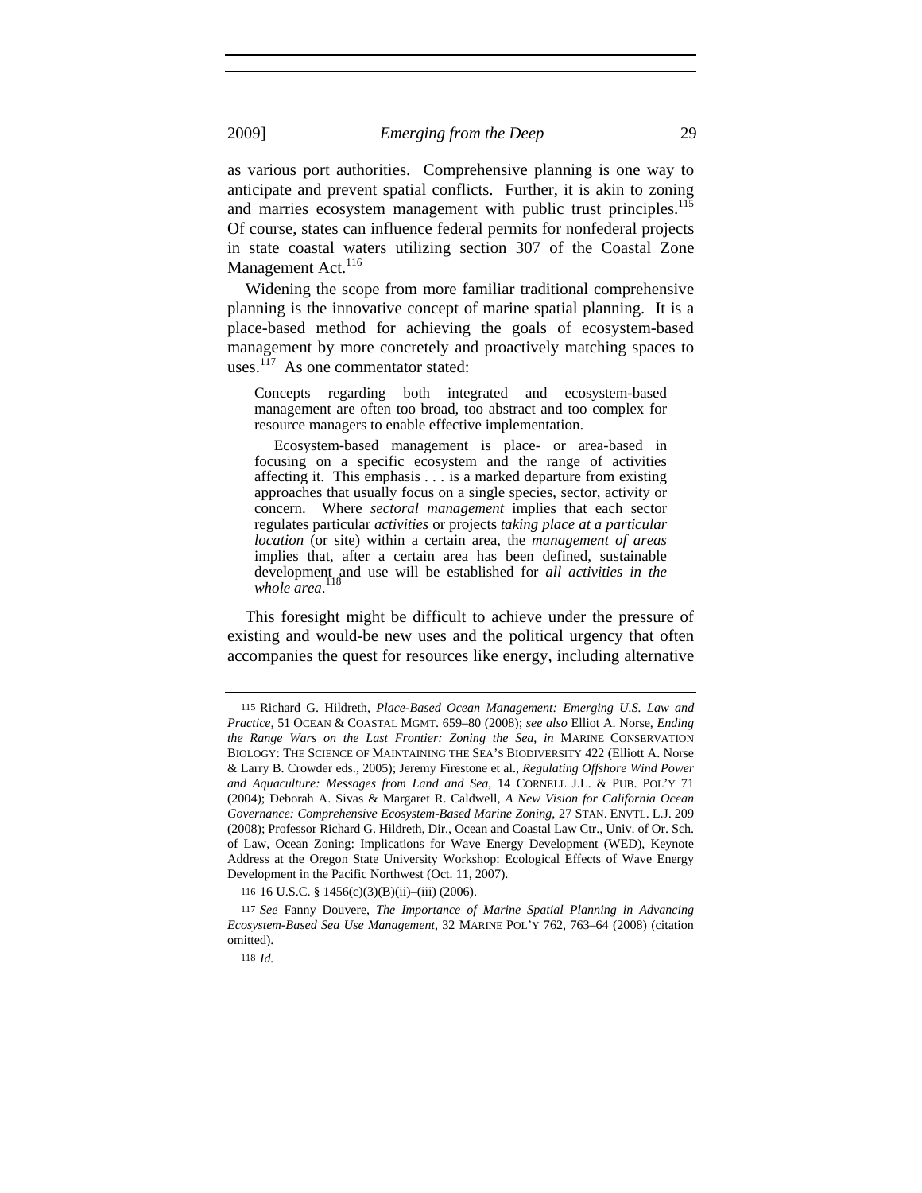as various port authorities. Comprehensive planning is one way to anticipate and prevent spatial conflicts. Further, it is akin to zoning and marries ecosystem management with public trust principles.[115] Of course, states can influence federal permits for nonfederal projects in state coastal waters utilizing section 307 of the Coastal Zone Management Act.[116]

Widening the scope from more familiar traditional comprehensive planning is the innovative concept of marine spatial planning. It is a place-based method for achieving the goals of ecosystem-based management by more concretely and proactively matching spaces to uses.[117] As one commentator stated:

> Concepts regarding both integrated and ecosystem-based management are often too broad, too abstract and too complex for resource managers to enable effective implementation.
>
> Ecosystem-based management is place- or area-based in focusing on a specific ecosystem and the range of activities affecting it. This emphasis . . . is a marked departure from existing approaches that usually focus on a single species, sector, activity or concern. Where *sectoral management* implies that each sector regulates particular *activities* or projects *taking place at a particular location* (or site) within a certain area, the *management of areas* implies that, after a certain area has been defined, sustainable development and use will be established for *all activities in the whole area*.[118]

This foresight might be difficult to achieve under the pressure of existing and would-be new uses and the political urgency that often accompanies the quest for resources like energy, including alternative

---

115 Richard G. Hildreth, *Place-Based Ocean Management: Emerging U.S. Law and Practice*, 51 OCEAN & COASTAL MGMT. 659–80 (2008); *see also* Elliot A. Norse, *Ending the Range Wars on the Last Frontier: Zoning the Sea*, *in* MARINE CONSERVATION BIOLOGY: THE SCIENCE OF MAINTAINING THE SEA'S BIODIVERSITY 422 (Elliott A. Norse & Larry B. Crowder eds., 2005); Jeremy Firestone et al., *Regulating Offshore Wind Power and Aquaculture: Messages from Land and Sea*, 14 CORNELL J.L. & PUB. POL'Y 71 (2004); Deborah A. Sivas & Margaret R. Caldwell, *A New Vision for California Ocean Governance: Comprehensive Ecosystem-Based Marine Zoning*, 27 STAN. ENVTL. L.J. 209 (2008); Professor Richard G. Hildreth, Dir., Ocean and Coastal Law Ctr., Univ. of Or. Sch. of Law, Ocean Zoning: Implications for Wave Energy Development (WED), Keynote Address at the Oregon State University Workshop: Ecological Effects of Wave Energy Development in the Pacific Northwest (Oct. 11, 2007).

116 16 U.S.C. § 1456(c)(3)(B)(ii)–(iii) (2006).

117 *See* Fanny Douvere, *The Importance of Marine Spatial Planning in Advancing Ecosystem-Based Sea Use Management*, 32 MARINE POL'Y 762, 763–64 (2008) (citation omitted).

118 *Id.*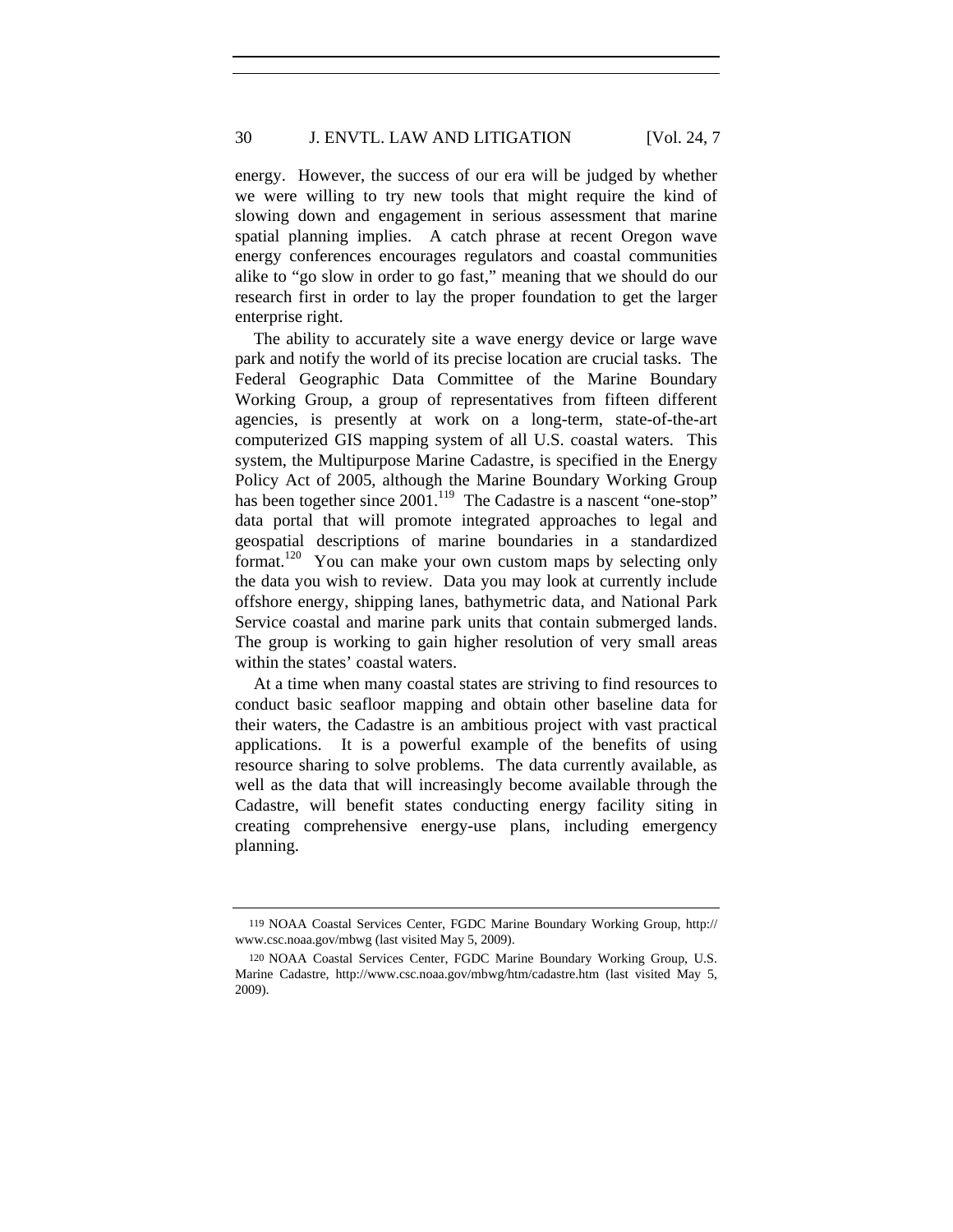energy. However, the success of our era will be judged by whether we were willing to try new tools that might require the kind of slowing down and engagement in serious assessment that marine spatial planning implies. A catch phrase at recent Oregon wave energy conferences encourages regulators and coastal communities alike to "go slow in order to go fast," meaning that we should do our research first in order to lay the proper foundation to get the larger enterprise right.

The ability to accurately site a wave energy device or large wave park and notify the world of its precise location are crucial tasks. The Federal Geographic Data Committee of the Marine Boundary Working Group, a group of representatives from fifteen different agencies, is presently at work on a long-term, state-of-the-art computerized GIS mapping system of all U.S. coastal waters. This system, the Multipurpose Marine Cadastre, is specified in the Energy Policy Act of 2005, although the Marine Boundary Working Group has been together since 2001.[119] The Cadastre is a nascent "one-stop" data portal that will promote integrated approaches to legal and geospatial descriptions of marine boundaries in a standardized format.[120] You can make your own custom maps by selecting only the data you wish to review. Data you may look at currently include offshore energy, shipping lanes, bathymetric data, and National Park Service coastal and marine park units that contain submerged lands. The group is working to gain higher resolution of very small areas within the states' coastal waters.

At a time when many coastal states are striving to find resources to conduct basic seafloor mapping and obtain other baseline data for their waters, the Cadastre is an ambitious project with vast practical applications. It is a powerful example of the benefits of using resource sharing to solve problems. The data currently available, as well as the data that will increasingly become available through the Cadastre, will benefit states conducting energy facility siting in creating comprehensive energy-use plans, including emergency planning.

---

119 NOAA Coastal Services Center, FGDC Marine Boundary Working Group, http://www.csc.noaa.gov/mbwg (last visited May 5, 2009).

120 NOAA Coastal Services Center, FGDC Marine Boundary Working Group, U.S. Marine Cadastre, http://www.csc.noaa.gov/mbwg/htm/cadastre.htm (last visited May 5, 2009).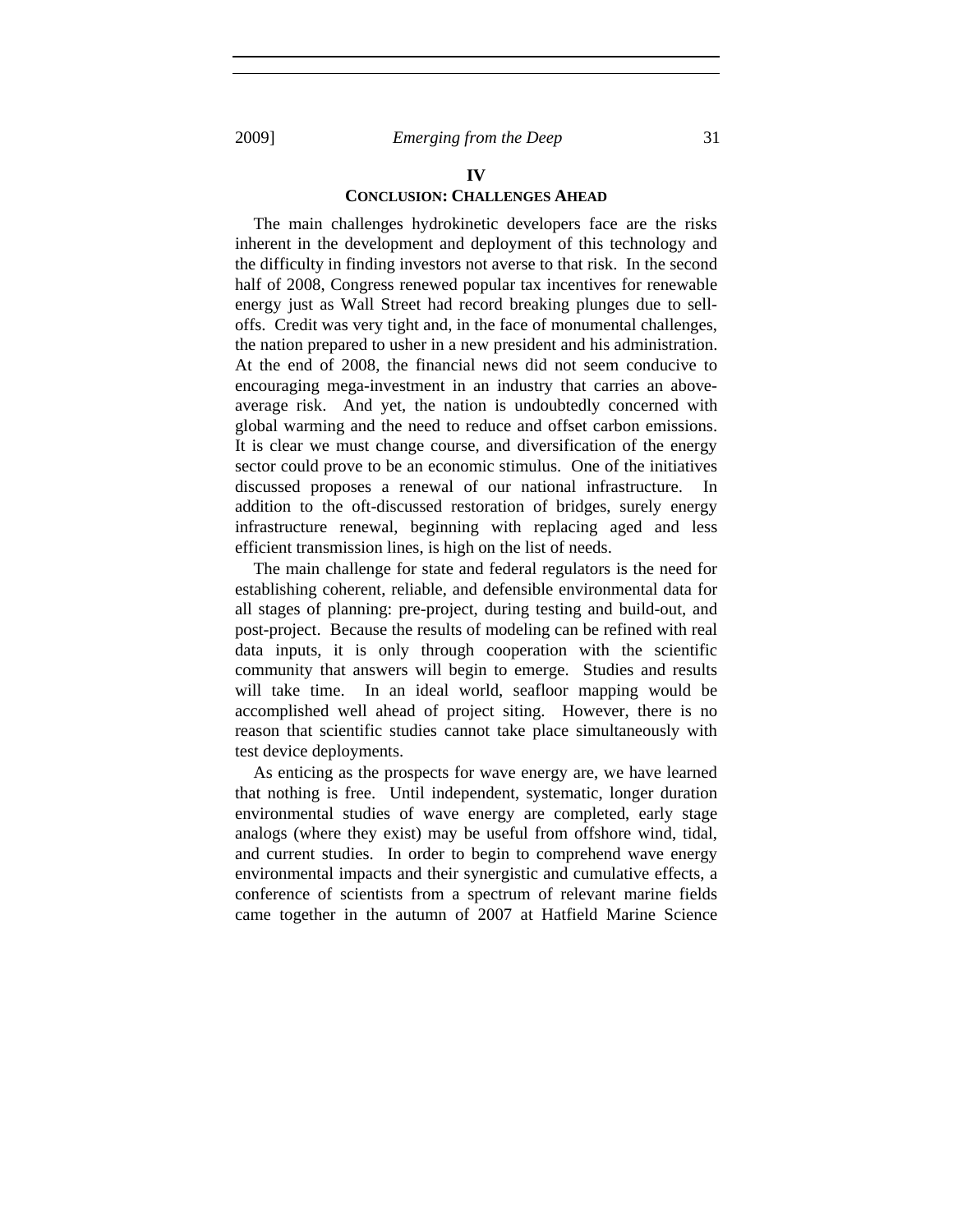## IV

## CONCLUSION: CHALLENGES AHEAD

The main challenges hydrokinetic developers face are the risks inherent in the development and deployment of this technology and the difficulty in finding investors not averse to that risk. In the second half of 2008, Congress renewed popular tax incentives for renewable energy just as Wall Street had record breaking plunges due to sell-offs. Credit was very tight and, in the face of monumental challenges, the nation prepared to usher in a new president and his administration. At the end of 2008, the financial news did not seem conducive to encouraging mega-investment in an industry that carries an above-average risk. And yet, the nation is undoubtedly concerned with global warming and the need to reduce and offset carbon emissions. It is clear we must change course, and diversification of the energy sector could prove to be an economic stimulus. One of the initiatives discussed proposes a renewal of our national infrastructure. In addition to the oft-discussed restoration of bridges, surely energy infrastructure renewal, beginning with replacing aged and less efficient transmission lines, is high on the list of needs.

The main challenge for state and federal regulators is the need for establishing coherent, reliable, and defensible environmental data for all stages of planning: pre-project, during testing and build-out, and post-project. Because the results of modeling can be refined with real data inputs, it is only through cooperation with the scientific community that answers will begin to emerge. Studies and results will take time. In an ideal world, seafloor mapping would be accomplished well ahead of project siting. However, there is no reason that scientific studies cannot take place simultaneously with test device deployments.

As enticing as the prospects for wave energy are, we have learned that nothing is free. Until independent, systematic, longer duration environmental studies of wave energy are completed, early stage analogs (where they exist) may be useful from offshore wind, tidal, and current studies. In order to begin to comprehend wave energy environmental impacts and their synergistic and cumulative effects, a conference of scientists from a spectrum of relevant marine fields came together in the autumn of 2007 at Hatfield Marine Science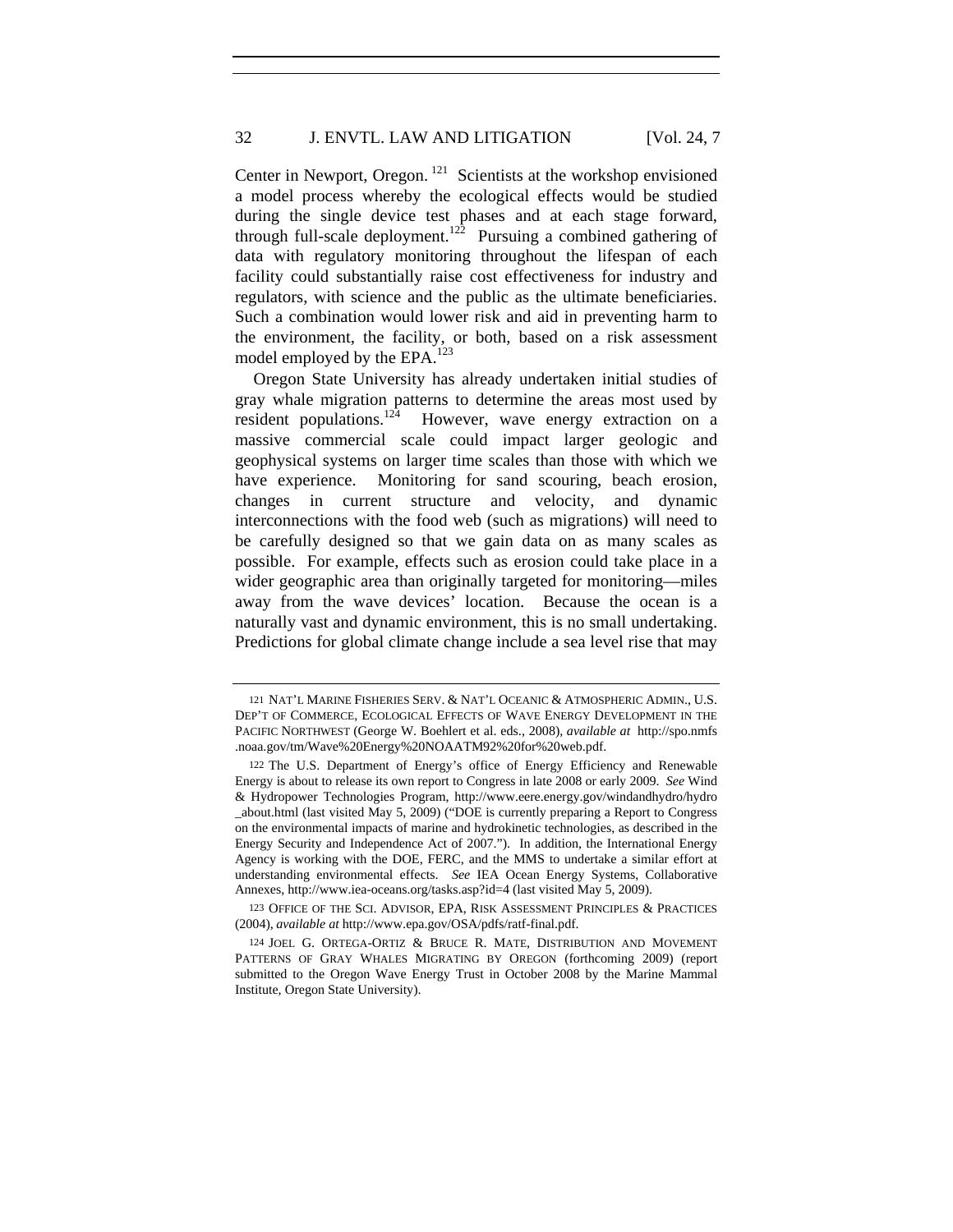Center in Newport, Oregon.[121] Scientists at the workshop envisioned a model process whereby the ecological effects would be studied during the single device test phases and at each stage forward, through full-scale deployment.[122] Pursuing a combined gathering of data with regulatory monitoring throughout the lifespan of each facility could substantially raise cost effectiveness for industry and regulators, with science and the public as the ultimate beneficiaries. Such a combination would lower risk and aid in preventing harm to the environment, the facility, or both, based on a risk assessment model employed by the EPA.[123]

Oregon State University has already undertaken initial studies of gray whale migration patterns to determine the areas most used by resident populations.[124] However, wave energy extraction on a massive commercial scale could impact larger geologic and geophysical systems on larger time scales than those with which we have experience. Monitoring for sand scouring, beach erosion, changes in current structure and velocity, and dynamic interconnections with the food web (such as migrations) will need to be carefully designed so that we gain data on as many scales as possible. For example, effects such as erosion could take place in a wider geographic area than originally targeted for monitoring—miles away from the wave devices' location. Because the ocean is a naturally vast and dynamic environment, this is no small undertaking. Predictions for global climate change include a sea level rise that may

---

121 NAT'L MARINE FISHERIES SERV. & NAT'L OCEANIC & ATMOSPHERIC ADMIN., U.S. DEP'T OF COMMERCE, ECOLOGICAL EFFECTS OF WAVE ENERGY DEVELOPMENT IN THE PACIFIC NORTHWEST (George W. Boehlert et al. eds., 2008), *available at* http://spo.nmfs.noaa.gov/tm/Wave%20Energy%20NOAATM92%20for%20web.pdf.

122 The U.S. Department of Energy's office of Energy Efficiency and Renewable Energy is about to release its own report to Congress in late 2008 or early 2009. *See* Wind & Hydropower Technologies Program, http://www.eere.energy.gov/windandhydro/hydro_about.html (last visited May 5, 2009) ("DOE is currently preparing a Report to Congress on the environmental impacts of marine and hydrokinetic technologies, as described in the Energy Security and Independence Act of 2007."). In addition, the International Energy Agency is working with the DOE, FERC, and the MMS to undertake a similar effort at understanding environmental effects. *See* IEA Ocean Energy Systems, Collaborative Annexes, http://www.iea-oceans.org/tasks.asp?id=4 (last visited May 5, 2009).

123 OFFICE OF THE SCI. ADVISOR, EPA, RISK ASSESSMENT PRINCIPLES & PRACTICES (2004), *available at* http://www.epa.gov/OSA/pdfs/ratf-final.pdf.

124 JOEL G. ORTEGA-ORTIZ & BRUCE R. MATE, DISTRIBUTION AND MOVEMENT PATTERNS OF GRAY WHALES MIGRATING BY OREGON (forthcoming 2009) (report submitted to the Oregon Wave Energy Trust in October 2008 by the Marine Mammal Institute, Oregon State University).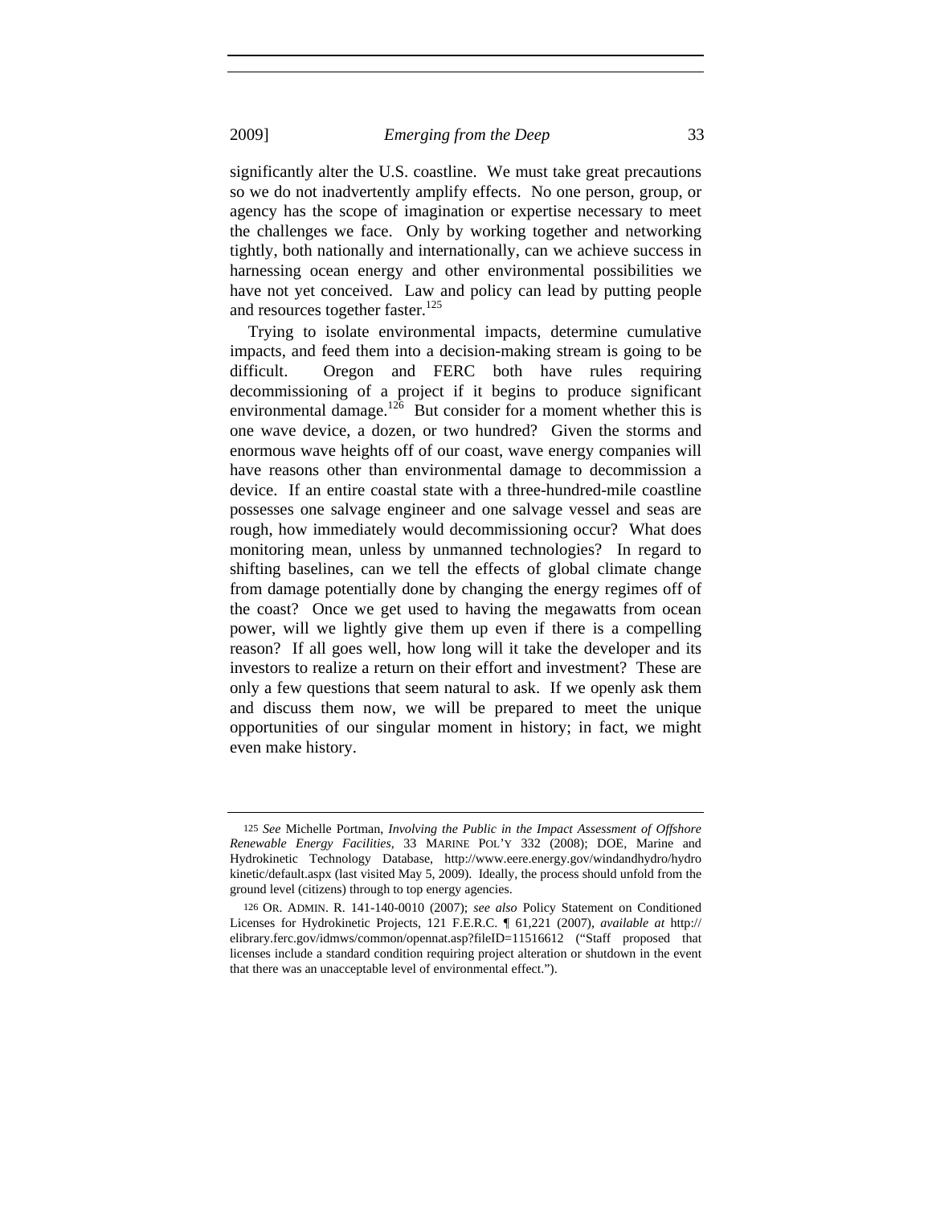significantly alter the U.S. coastline. We must take great precautions so we do not inadvertently amplify effects. No one person, group, or agency has the scope of imagination or expertise necessary to meet the challenges we face. Only by working together and networking tightly, both nationally and internationally, can we achieve success in harnessing ocean energy and other environmental possibilities we have not yet conceived. Law and policy can lead by putting people and resources together faster.[125]

Trying to isolate environmental impacts, determine cumulative impacts, and feed them into a decision-making stream is going to be difficult. Oregon and FERC both have rules requiring decommissioning of a project if it begins to produce significant environmental damage.[126] But consider for a moment whether this is one wave device, a dozen, or two hundred? Given the storms and enormous wave heights off of our coast, wave energy companies will have reasons other than environmental damage to decommission a device. If an entire coastal state with a three-hundred-mile coastline possesses one salvage engineer and one salvage vessel and seas are rough, how immediately would decommissioning occur? What does monitoring mean, unless by unmanned technologies? In regard to shifting baselines, can we tell the effects of global climate change from damage potentially done by changing the energy regimes off of the coast? Once we get used to having the megawatts from ocean power, will we lightly give them up even if there is a compelling reason? If all goes well, how long will it take the developer and its investors to realize a return on their effort and investment? These are only a few questions that seem natural to ask. If we openly ask them and discuss them now, we will be prepared to meet the unique opportunities of our singular moment in history; in fact, we might even make history.

---

125 *See* Michelle Portman, *Involving the Public in the Impact Assessment of Offshore Renewable Energy Facilities*, 33 MARINE POL'Y 332 (2008); DOE, Marine and Hydrokinetic Technology Database, http://www.eere.energy.gov/windandhydro/hydrokinetic/default.aspx (last visited May 5, 2009). Ideally, the process should unfold from the ground level (citizens) through to top energy agencies.

126 OR. ADMIN. R. 141-140-0010 (2007); *see also* Policy Statement on Conditioned Licenses for Hydrokinetic Projects, 121 F.E.R.C. ¶ 61,221 (2007), *available at* http://elibrary.ferc.gov/idmws/common/opennat.asp?fileID=11516612 ("Staff proposed that licenses include a standard condition requiring project alteration or shutdown in the event that there was an unacceptable level of environmental effect.").